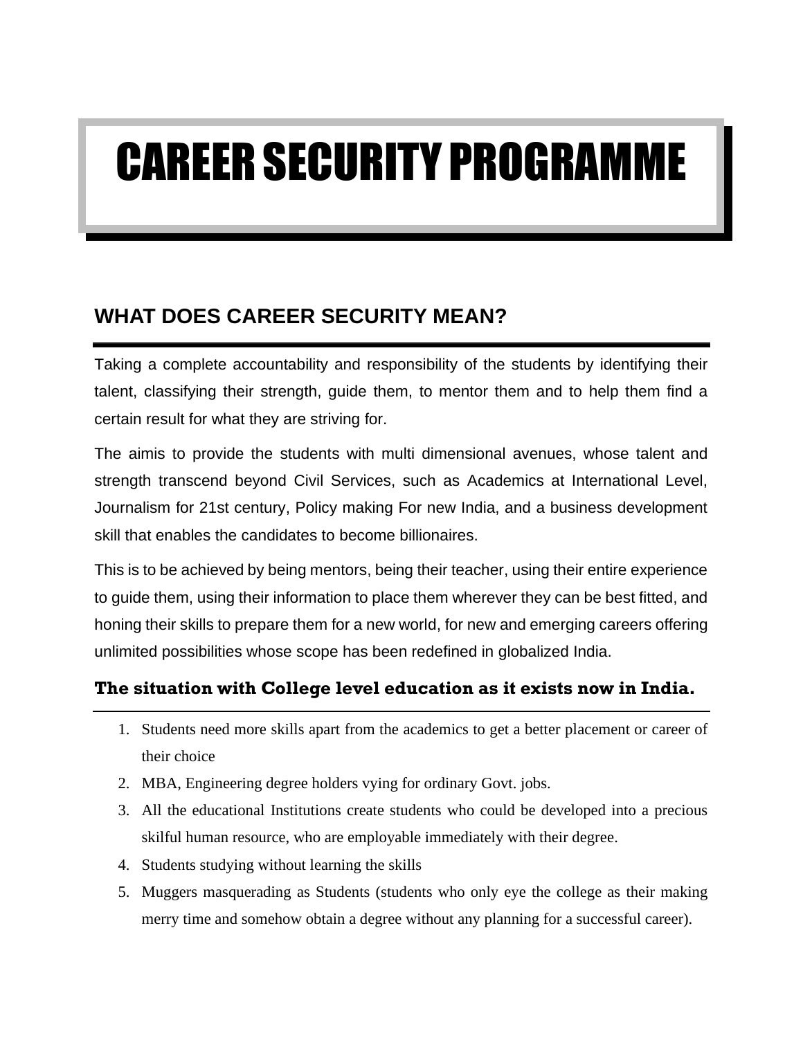# CAREER SECURITY PROGRAMME

## WHAT DOES CAREER SECURITY MEAN?

Taking a complete accountability and responsibility of the students by identifying their talent, classifying their strength, guide them, to mentor them and to help them find a certain result for what they are striving for.

The aimis to provide the students with multi dimensional avenues, whose talent and strength transcend beyond Civil Services, such as Academics at International Level, Journalism for 21st century, Policy making For new India, and a business development skill that enables the candidates to become billionaires.

This is to be achieved by being mentors, being their teacher, using their entire experience to guide them, using their information to place them wherever they can be best fitted, and honing their skills to prepare them for a new world, for new and emerging careers offering unlimited possibilities whose scope has been redefined in globalized India.

### The situation with College level education as it exists now in India.

1. Students need more skills apart from the academics to get a better placement or career of their choice
2. MBA, Engineering degree holders vying for ordinary Govt. jobs.
3. All the educational Institutions create students who could be developed into a precious skilful human resource, who are employable immediately with their degree.
4. Students studying without learning the skills
5. Muggers masquerading as Students (students who only eye the college as their making merry time and somehow obtain a degree without any planning for a successful career).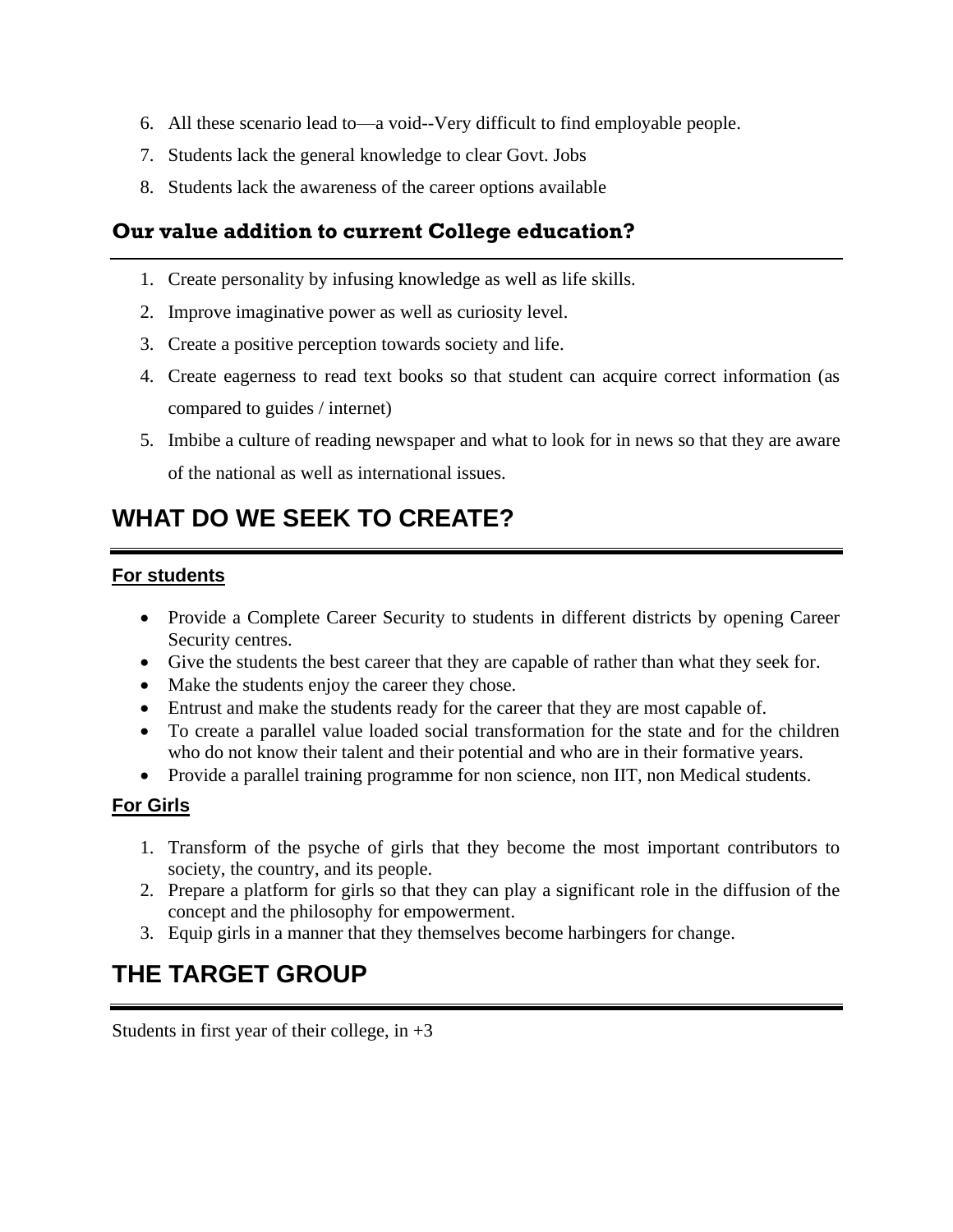6. All these scenario lead to—a void--Very difficult to find employable people.
7. Students lack the general knowledge to clear Govt. Jobs
8. Students lack the awareness of the career options available

### Our value addition to current College education?

1. Create personality by infusing knowledge as well as life skills.
2. Improve imaginative power as well as curiosity level.
3. Create a positive perception towards society and life.
4. Create eagerness to read text books so that student can acquire correct information (as compared to guides / internet)
5. Imbibe a culture of reading newspaper and what to look for in news so that they are aware of the national as well as international issues.

## WHAT DO WE SEEK TO CREATE?

### For students

- Provide a Complete Career Security to students in different districts by opening Career Security centres.
- Give the students the best career that they are capable of rather than what they seek for.
- Make the students enjoy the career they chose.
- Entrust and make the students ready for the career that they are most capable of.
- To create a parallel value loaded social transformation for the state and for the children who do not know their talent and their potential and who are in their formative years.
- Provide a parallel training programme for non science, non IIT, non Medical students.

### For Girls

1. Transform of the psyche of girls that they become the most important contributors to society, the country, and its people.
2. Prepare a platform for girls so that they can play a significant role in the diffusion of the concept and the philosophy for empowerment.
3. Equip girls in a manner that they themselves become harbingers for change.

## THE TARGET GROUP

Students in first year of their college, in +3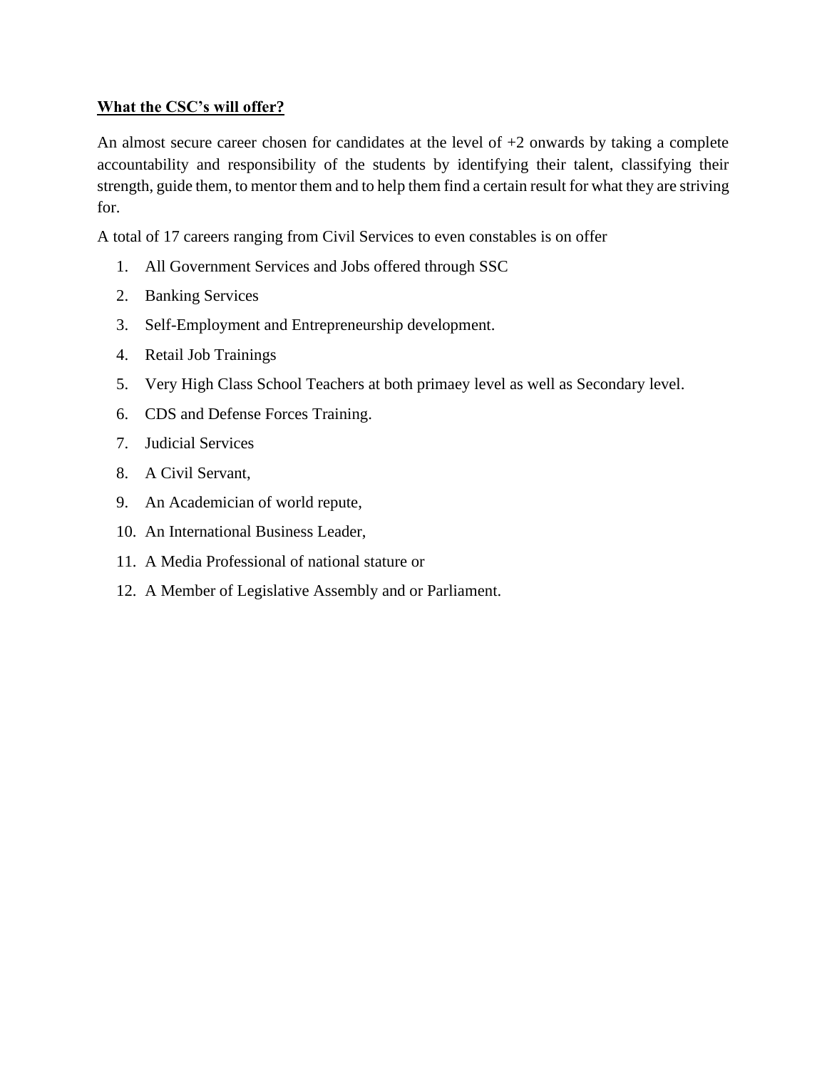**<u>What the CSC's will offer?</u>**

An almost secure career chosen for candidates at the level of +2 onwards by taking a complete accountability and responsibility of the students by identifying their talent, classifying their strength, guide them, to mentor them and to help them find a certain result for what they are striving for.

A total of 17 careers ranging from Civil Services to even constables is on offer

1. All Government Services and Jobs offered through SSC
2. Banking Services
3. Self-Employment and Entrepreneurship development.
4. Retail Job Trainings
5. Very High Class School Teachers at both primaey level as well as Secondary level.
6. CDS and Defense Forces Training.
7. Judicial Services
8. A Civil Servant,
9. An Academician of world repute,
10. An International Business Leader,
11. A Media Professional of national stature or
12. A Member of Legislative Assembly and or Parliament.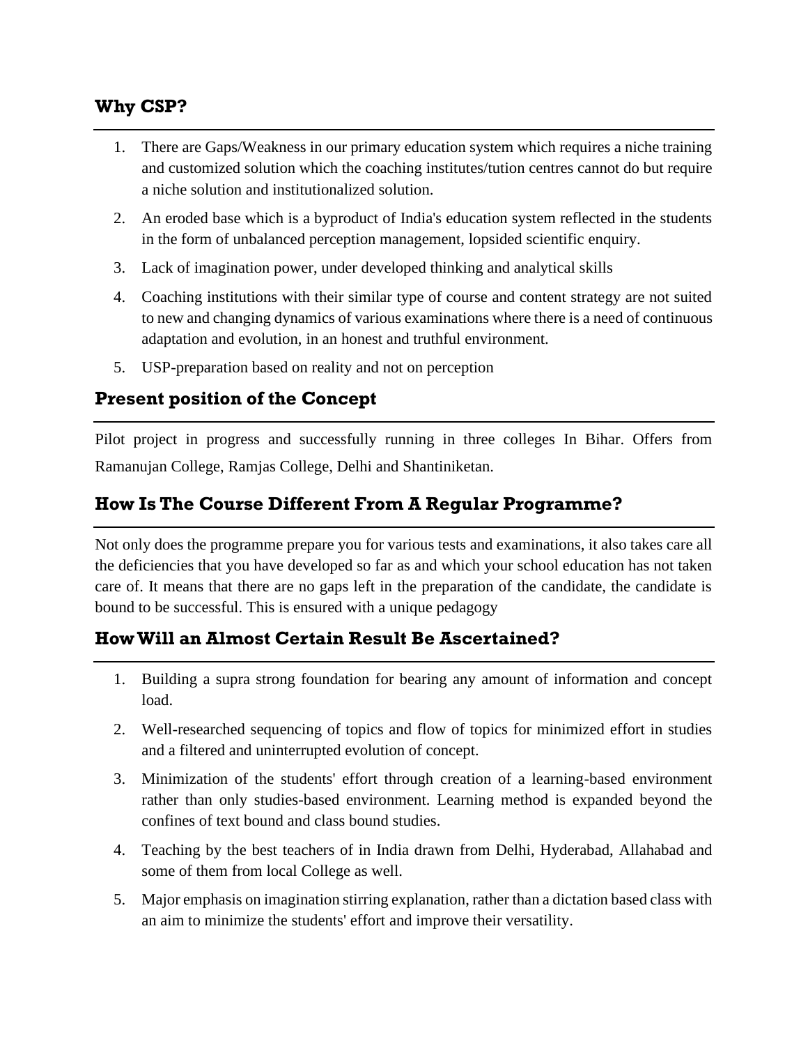## Why CSP?

1. There are Gaps/Weakness in our primary education system which requires a niche training and customized solution which the coaching institutes/tution centres cannot do but require a niche solution and institutionalized solution.
2. An eroded base which is a byproduct of India's education system reflected in the students in the form of unbalanced perception management, lopsided scientific enquiry.
3. Lack of imagination power, under developed thinking and analytical skills
4. Coaching institutions with their similar type of course and content strategy are not suited to new and changing dynamics of various examinations where there is a need of continuous adaptation and evolution, in an honest and truthful environment.
5. USP-preparation based on reality and not on perception

## Present position of the Concept

Pilot project in progress and successfully running in three colleges In Bihar. Offers from Ramanujan College, Ramjas College, Delhi and Shantiniketan.

## How Is The Course Different From A Regular Programme?

Not only does the programme prepare you for various tests and examinations, it also takes care all the deficiencies that you have developed so far as and which your school education has not taken care of. It means that there are no gaps left in the preparation of the candidate, the candidate is bound to be successful. This is ensured with a unique pedagogy

## How Will an Almost Certain Result Be Ascertained?

1. Building a supra strong foundation for bearing any amount of information and concept load.
2. Well-researched sequencing of topics and flow of topics for minimized effort in studies and a filtered and uninterrupted evolution of concept.
3. Minimization of the students' effort through creation of a learning-based environment rather than only studies-based environment. Learning method is expanded beyond the confines of text bound and class bound studies.
4. Teaching by the best teachers of in India drawn from Delhi, Hyderabad, Allahabad and some of them from local College as well.
5. Major emphasis on imagination stirring explanation, rather than a dictation based class with an aim to minimize the students' effort and improve their versatility.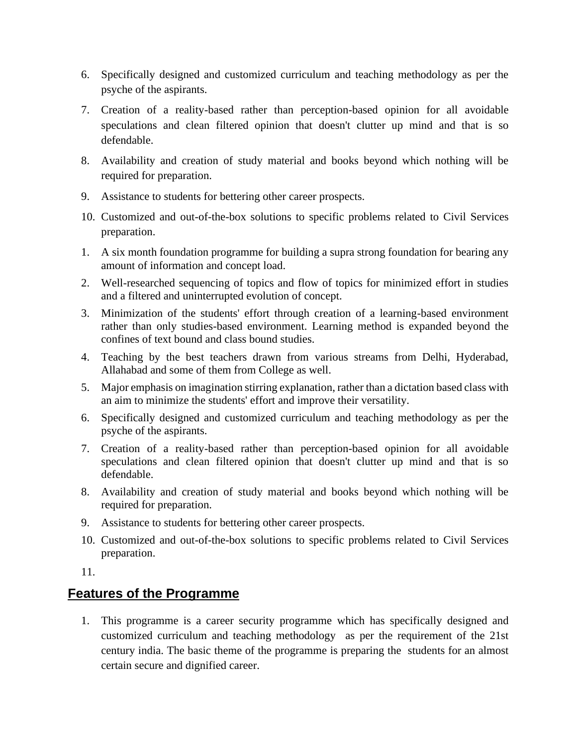6. Specifically designed and customized curriculum and teaching methodology as per the psyche of the aspirants.
7. Creation of a reality-based rather than perception-based opinion for all avoidable speculations and clean filtered opinion that doesn't clutter up mind and that is so defendable.
8. Availability and creation of study material and books beyond which nothing will be required for preparation.
9. Assistance to students for bettering other career prospects.
10. Customized and out-of-the-box solutions to specific problems related to Civil Services preparation.

1. A six month foundation programme for building a supra strong foundation for bearing any amount of information and concept load.
2. Well-researched sequencing of topics and flow of topics for minimized effort in studies and a filtered and uninterrupted evolution of concept.
3. Minimization of the students' effort through creation of a learning-based environment rather than only studies-based environment. Learning method is expanded beyond the confines of text bound and class bound studies.
4. Teaching by the best teachers drawn from various streams from Delhi, Hyderabad, Allahabad and some of them from College as well.
5. Major emphasis on imagination stirring explanation, rather than a dictation based class with an aim to minimize the students' effort and improve their versatility.
6. Specifically designed and customized curriculum and teaching methodology as per the psyche of the aspirants.
7. Creation of a reality-based rather than perception-based opinion for all avoidable speculations and clean filtered opinion that doesn't clutter up mind and that is so defendable.
8. Availability and creation of study material and books beyond which nothing will be required for preparation.
9. Assistance to students for bettering other career prospects.
10. Customized and out-of-the-box solutions to specific problems related to Civil Services preparation.
11.

## Features of the Programme

1. This programme is a career security programme which has specifically designed and customized curriculum and teaching methodology as per the requirement of the 21st century india. The basic theme of the programme is preparing the students for an almost certain secure and dignified career.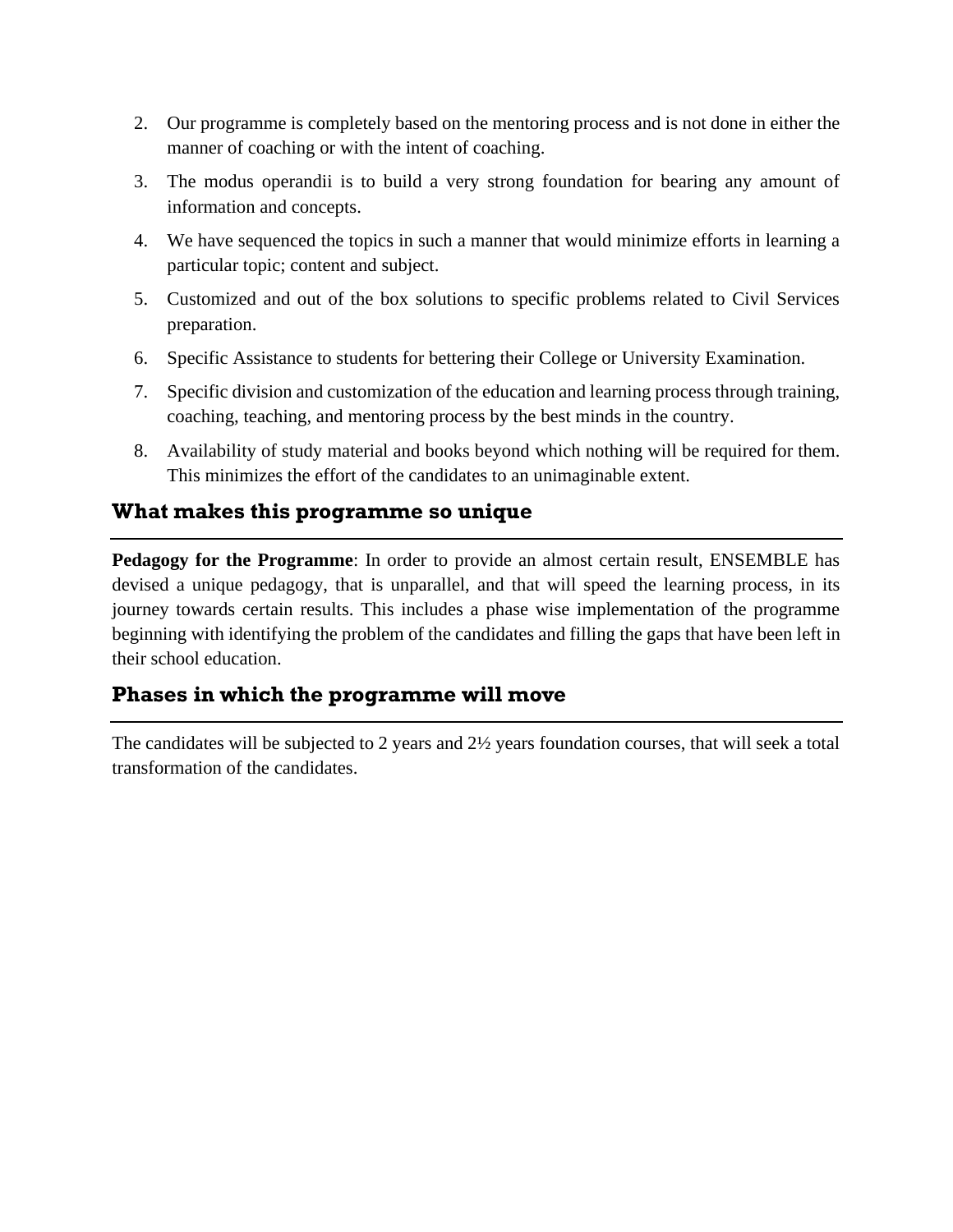2. Our programme is completely based on the mentoring process and is not done in either the manner of coaching or with the intent of coaching.
3. The modus operandii is to build a very strong foundation for bearing any amount of information and concepts.
4. We have sequenced the topics in such a manner that would minimize efforts in learning a particular topic; content and subject.
5. Customized and out of the box solutions to specific problems related to Civil Services preparation.
6. Specific Assistance to students for bettering their College or University Examination.
7. Specific division and customization of the education and learning process through training, coaching, teaching, and mentoring process by the best minds in the country.
8. Availability of study material and books beyond which nothing will be required for them. This minimizes the effort of the candidates to an unimaginable extent.

## What makes this programme so unique

**Pedagogy for the Programme**: In order to provide an almost certain result, ENSEMBLE has devised a unique pedagogy, that is unparallel, and that will speed the learning process, in its journey towards certain results. This includes a phase wise implementation of the programme beginning with identifying the problem of the candidates and filling the gaps that have been left in their school education.

## Phases in which the programme will move

The candidates will be subjected to 2 years and 2½ years foundation courses, that will seek a total transformation of the candidates.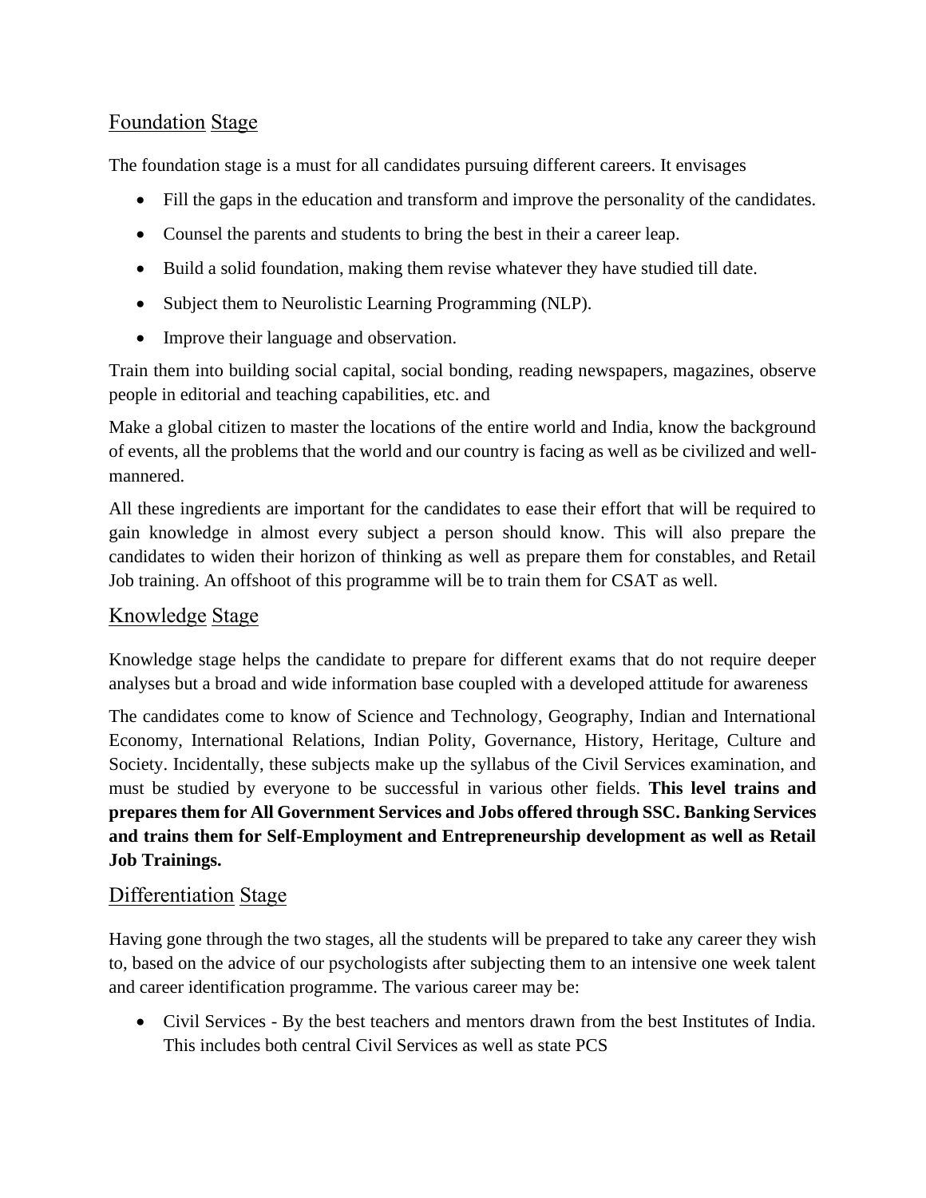## Foundation Stage

The foundation stage is a must for all candidates pursuing different careers. It envisages

- Fill the gaps in the education and transform and improve the personality of the candidates.
- Counsel the parents and students to bring the best in their a career leap.
- Build a solid foundation, making them revise whatever they have studied till date.
- Subject them to Neurolistic Learning Programming (NLP).
- Improve their language and observation.

Train them into building social capital, social bonding, reading newspapers, magazines, observe people in editorial and teaching capabilities, etc. and

Make a global citizen to master the locations of the entire world and India, know the background of events, all the problems that the world and our country is facing as well as be civilized and well-mannered.

All these ingredients are important for the candidates to ease their effort that will be required to gain knowledge in almost every subject a person should know. This will also prepare the candidates to widen their horizon of thinking as well as prepare them for constables, and Retail Job training. An offshoot of this programme will be to train them for CSAT as well.

## Knowledge Stage

Knowledge stage helps the candidate to prepare for different exams that do not require deeper analyses but a broad and wide information base coupled with a developed attitude for awareness

The candidates come to know of Science and Technology, Geography, Indian and International Economy, International Relations, Indian Polity, Governance, History, Heritage, Culture and Society. Incidentally, these subjects make up the syllabus of the Civil Services examination, and must be studied by everyone to be successful in various other fields. **This level trains and prepares them for All Government Services and Jobs offered through SSC. Banking Services and trains them for Self-Employment and Entrepreneurship development as well as Retail Job Trainings.**

## Differentiation Stage

Having gone through the two stages, all the students will be prepared to take any career they wish to, based on the advice of our psychologists after subjecting them to an intensive one week talent and career identification programme. The various career may be:

- Civil Services - By the best teachers and mentors drawn from the best Institutes of India. This includes both central Civil Services as well as state PCS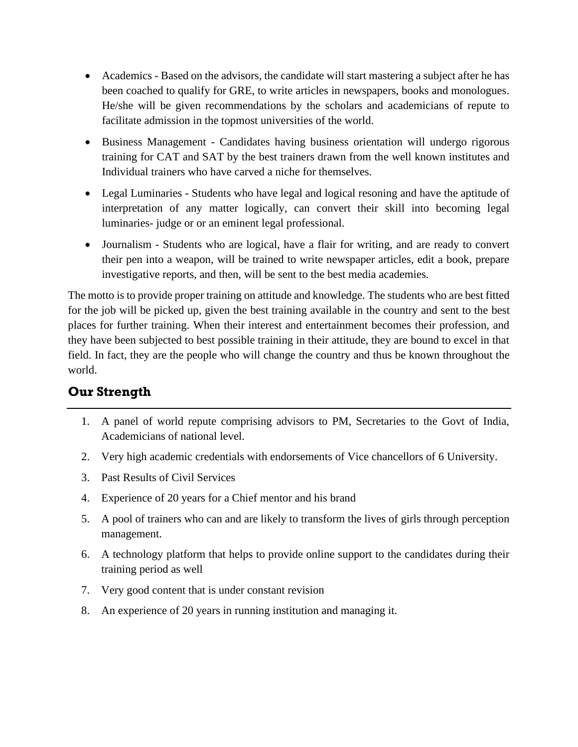- Academics - Based on the advisors, the candidate will start mastering a subject after he has been coached to qualify for GRE, to write articles in newspapers, books and monologues. He/she will be given recommendations by the scholars and academicians of repute to facilitate admission in the topmost universities of the world.
- Business Management - Candidates having business orientation will undergo rigorous training for CAT and SAT by the best trainers drawn from the well known institutes and Individual trainers who have carved a niche for themselves.
- Legal Luminaries - Students who have legal and logical resoning and have the aptitude of interpretation of any matter logically, can convert their skill into becoming legal luminaries- judge or or an eminent legal professional.
- Journalism - Students who are logical, have a flair for writing, and are ready to convert their pen into a weapon, will be trained to write newspaper articles, edit a book, prepare investigative reports, and then, will be sent to the best media academies.

The motto is to provide proper training on attitude and knowledge. The students who are best fitted for the job will be picked up, given the best training available in the country and sent to the best places for further training. When their interest and entertainment becomes their profession, and they have been subjected to best possible training in their attitude, they are bound to excel in that field. In fact, they are the people who will change the country and thus be known throughout the world.

## Our Strength

1. A panel of world repute comprising advisors to PM, Secretaries to the Govt of India, Academicians of national level.
2. Very high academic credentials with endorsements of Vice chancellors of 6 University.
3. Past Results of Civil Services
4. Experience of 20 years for a Chief mentor and his brand
5. A pool of trainers who can and are likely to transform the lives of girls through perception management.
6. A technology platform that helps to provide online support to the candidates during their training period as well
7. Very good content that is under constant revision
8. An experience of 20 years in running institution and managing it.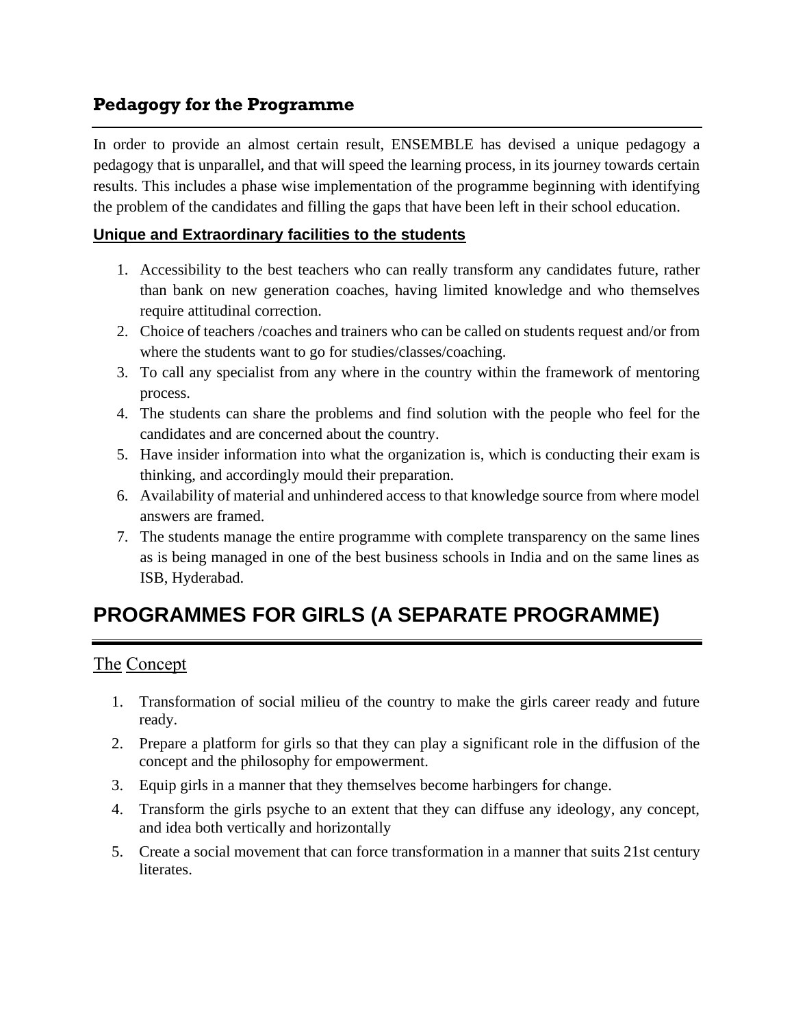## Pedagogy for the Programme

In order to provide an almost certain result, ENSEMBLE has devised a unique pedagogy a pedagogy that is unparallel, and that will speed the learning process, in its journey towards certain results. This includes a phase wise implementation of the programme beginning with identifying the problem of the candidates and filling the gaps that have been left in their school education.

### Unique and Extraordinary facilities to the students

1. Accessibility to the best teachers who can really transform any candidates future, rather than bank on new generation coaches, having limited knowledge and who themselves require attitudinal correction.
2. Choice of teachers /coaches and trainers who can be called on students request and/or from where the students want to go for studies/classes/coaching.
3. To call any specialist from any where in the country within the framework of mentoring process.
4. The students can share the problems and find solution with the people who feel for the candidates and are concerned about the country.
5. Have insider information into what the organization is, which is conducting their exam is thinking, and accordingly mould their preparation.
6. Availability of material and unhindered access to that knowledge source from where model answers are framed.
7. The students manage the entire programme with complete transparency on the same lines as is being managed in one of the best business schools in India and on the same lines as ISB, Hyderabad.

# PROGRAMMES FOR GIRLS (A SEPARATE PROGRAMME)

## The Concept

1. Transformation of social milieu of the country to make the girls career ready and future ready.
2. Prepare a platform for girls so that they can play a significant role in the diffusion of the concept and the philosophy for empowerment.
3. Equip girls in a manner that they themselves become harbingers for change.
4. Transform the girls psyche to an extent that they can diffuse any ideology, any concept, and idea both vertically and horizontally
5. Create a social movement that can force transformation in a manner that suits 21st century literates.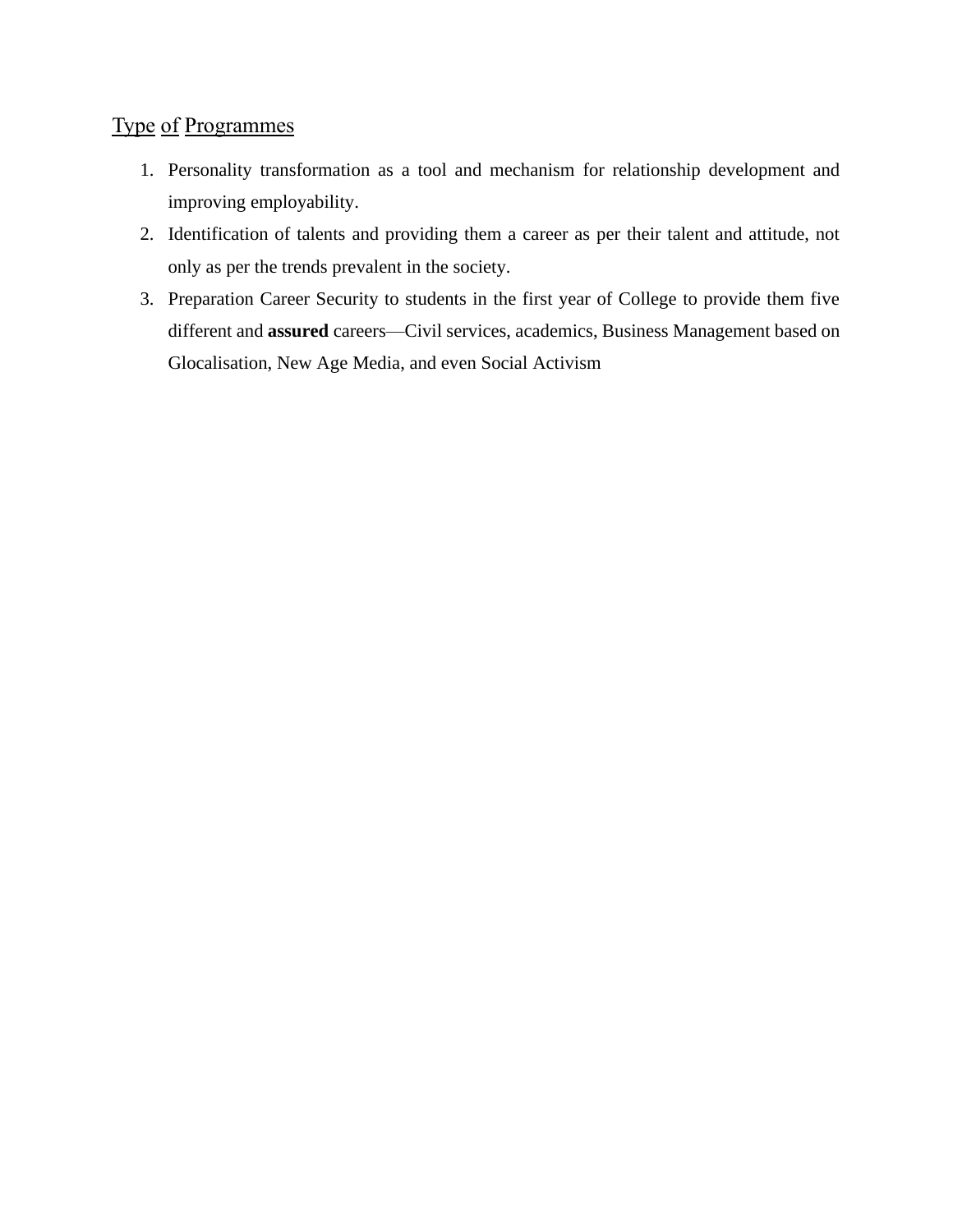## Type of Programmes

1. Personality transformation as a tool and mechanism for relationship development and improving employability.
2. Identification of talents and providing them a career as per their talent and attitude, not only as per the trends prevalent in the society.
3. Preparation Career Security to students in the first year of College to provide them five different and **assured** careers—Civil services, academics, Business Management based on Glocalisation, New Age Media, and even Social Activism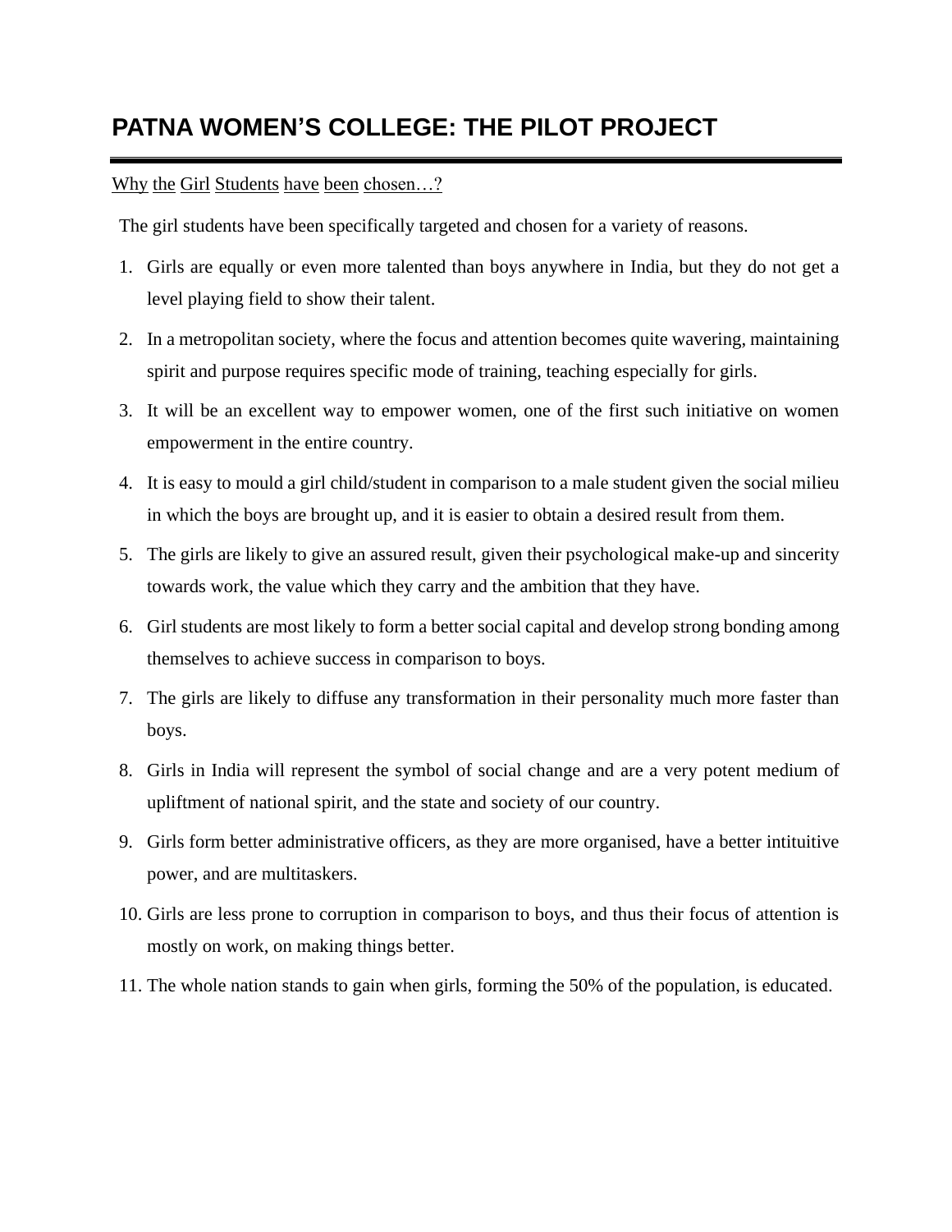# PATNA WOMEN'S COLLEGE: THE PILOT PROJECT

Why the Girl Students have been chosen…?

The girl students have been specifically targeted and chosen for a variety of reasons.

1. Girls are equally or even more talented than boys anywhere in India, but they do not get a level playing field to show their talent.
2. In a metropolitan society, where the focus and attention becomes quite wavering, maintaining spirit and purpose requires specific mode of training, teaching especially for girls.
3. It will be an excellent way to empower women, one of the first such initiative on women empowerment in the entire country.
4. It is easy to mould a girl child/student in comparison to a male student given the social milieu in which the boys are brought up, and it is easier to obtain a desired result from them.
5. The girls are likely to give an assured result, given their psychological make-up and sincerity towards work, the value which they carry and the ambition that they have.
6. Girl students are most likely to form a better social capital and develop strong bonding among themselves to achieve success in comparison to boys.
7. The girls are likely to diffuse any transformation in their personality much more faster than boys.
8. Girls in India will represent the symbol of social change and are a very potent medium of upliftment of national spirit, and the state and society of our country.
9. Girls form better administrative officers, as they are more organised, have a better intituitive power, and are multitaskers.
10. Girls are less prone to corruption in comparison to boys, and thus their focus of attention is mostly on work, on making things better.
11. The whole nation stands to gain when girls, forming the 50% of the population, is educated.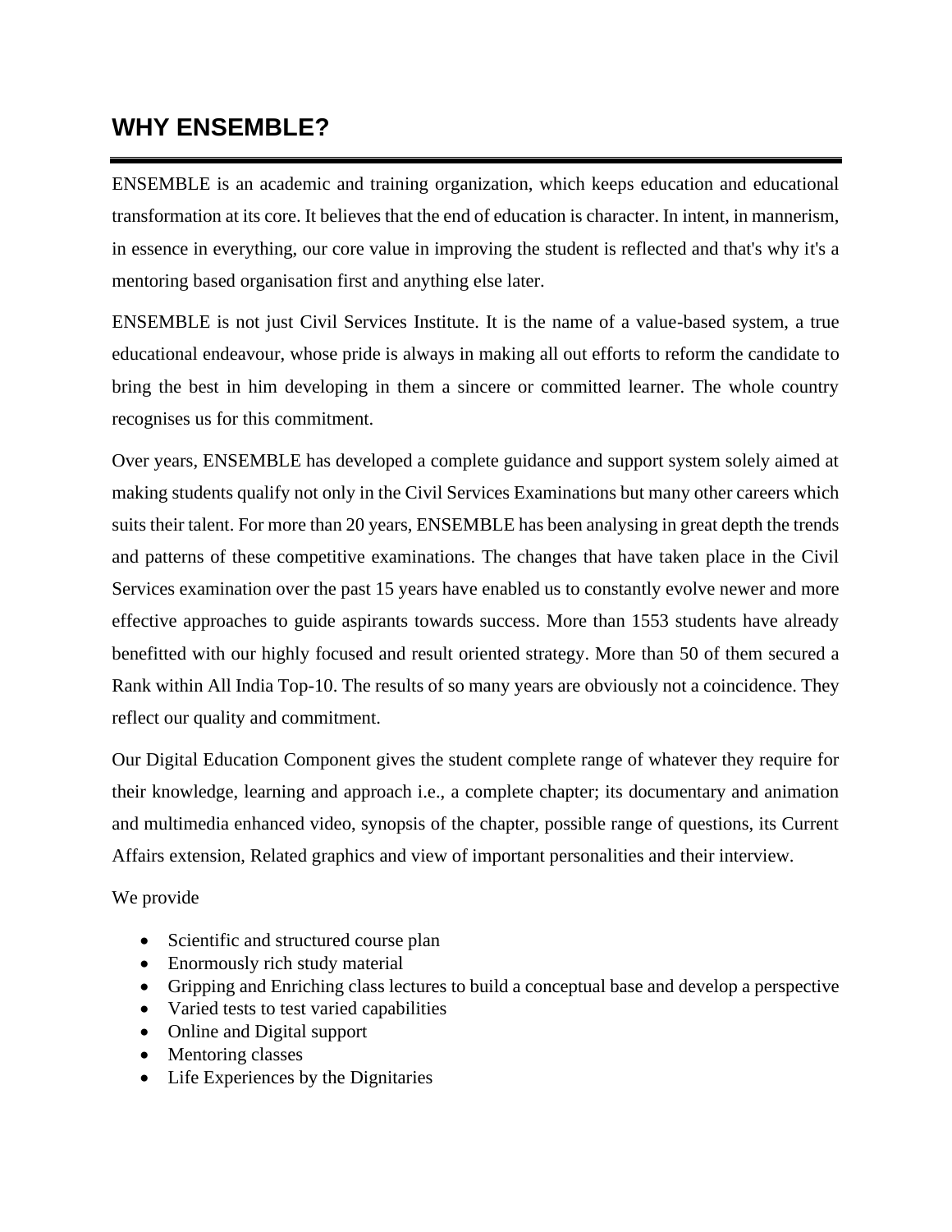# WHY ENSEMBLE?

ENSEMBLE is an academic and training organization, which keeps education and educational transformation at its core. It believes that the end of education is character. In intent, in mannerism, in essence in everything, our core value in improving the student is reflected and that's why it's a mentoring based organisation first and anything else later.

ENSEMBLE is not just Civil Services Institute. It is the name of a value-based system, a true educational endeavour, whose pride is always in making all out efforts to reform the candidate to bring the best in him developing in them a sincere or committed learner. The whole country recognises us for this commitment.

Over years, ENSEMBLE has developed a complete guidance and support system solely aimed at making students qualify not only in the Civil Services Examinations but many other careers which suits their talent. For more than 20 years, ENSEMBLE has been analysing in great depth the trends and patterns of these competitive examinations. The changes that have taken place in the Civil Services examination over the past 15 years have enabled us to constantly evolve newer and more effective approaches to guide aspirants towards success. More than 1553 students have already benefitted with our highly focused and result oriented strategy. More than 50 of them secured a Rank within All India Top-10. The results of so many years are obviously not a coincidence. They reflect our quality and commitment.

Our Digital Education Component gives the student complete range of whatever they require for their knowledge, learning and approach i.e., a complete chapter; its documentary and animation and multimedia enhanced video, synopsis of the chapter, possible range of questions, its Current Affairs extension, Related graphics and view of important personalities and their interview.

We provide

- Scientific and structured course plan
- Enormously rich study material
- Gripping and Enriching class lectures to build a conceptual base and develop a perspective
- Varied tests to test varied capabilities
- Online and Digital support
- Mentoring classes
- Life Experiences by the Dignitaries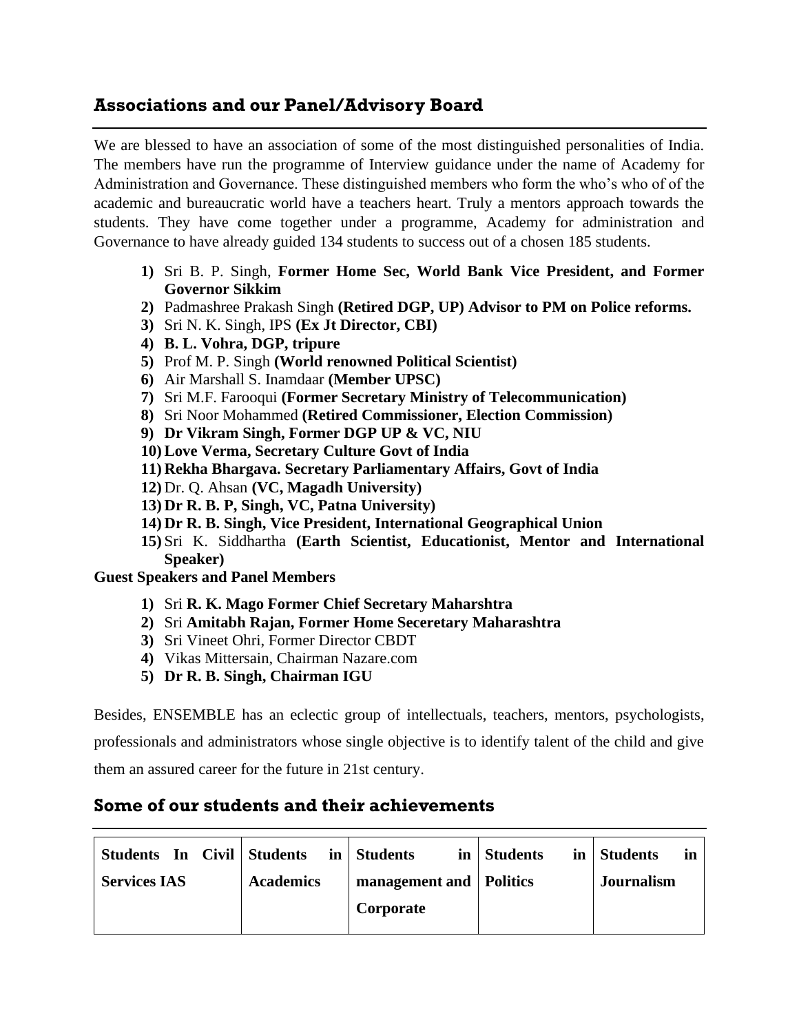## Associations and our Panel/Advisory Board

We are blessed to have an association of some of the most distinguished personalities of India. The members have run the programme of Interview guidance under the name of Academy for Administration and Governance. These distinguished members who form the who's who of of the academic and bureaucratic world have a teachers heart. Truly a mentors approach towards the students. They have come together under a programme, Academy for administration and Governance to have already guided 134 students to success out of a chosen 185 students.

1) Sri B. P. Singh, **Former Home Sec, World Bank Vice President, and Former Governor Sikkim**
2) Padmashree Prakash Singh **(Retired DGP, UP) Advisor to PM on Police reforms.**
3) Sri N. K. Singh, IPS **(Ex Jt Director, CBI)**
4) **B. L. Vohra, DGP, tripure**
5) Prof M. P. Singh **(World renowned Political Scientist)**
6) Air Marshall S. Inamdaar **(Member UPSC)**
7) Sri M.F. Farooqui **(Former Secretary Ministry of Telecommunication)**
8) Sri Noor Mohammed **(Retired Commissioner, Election Commission)**
9) **Dr Vikram Singh, Former DGP UP & VC, NIU**
10) **Love Verma, Secretary Culture Govt of India**
11) **Rekha Bhargava. Secretary Parliamentary Affairs, Govt of India**
12) Dr. Q. Ahsan **(VC, Magadh University)**
13) **Dr R. B. P, Singh, VC, Patna University)**
14) **Dr R. B. Singh, Vice President, International Geographical Union**
15) Sri K. Siddhartha **(Earth Scientist, Educationist, Mentor and International Speaker)**

**Guest Speakers and Panel Members**

1) Sri **R. K. Mago Former Chief Secretary Maharshtra**
2) Sri **Amitabh Rajan, Former Home Seceretary Maharashtra**
3) Sri Vineet Ohri, Former Director CBDT
4) Vikas Mittersain, Chairman Nazare.com
5) **Dr R. B. Singh, Chairman IGU**

Besides, ENSEMBLE has an eclectic group of intellectuals, teachers, mentors, psychologists, professionals and administrators whose single objective is to identify talent of the child and give them an assured career for the future in 21st century.

## Some of our students and their achievements

| Students In Civil Services IAS | Students in Academics | Students in management and Corporate | Students in Politics | Students in Journalism |
|---|---|---|---|---|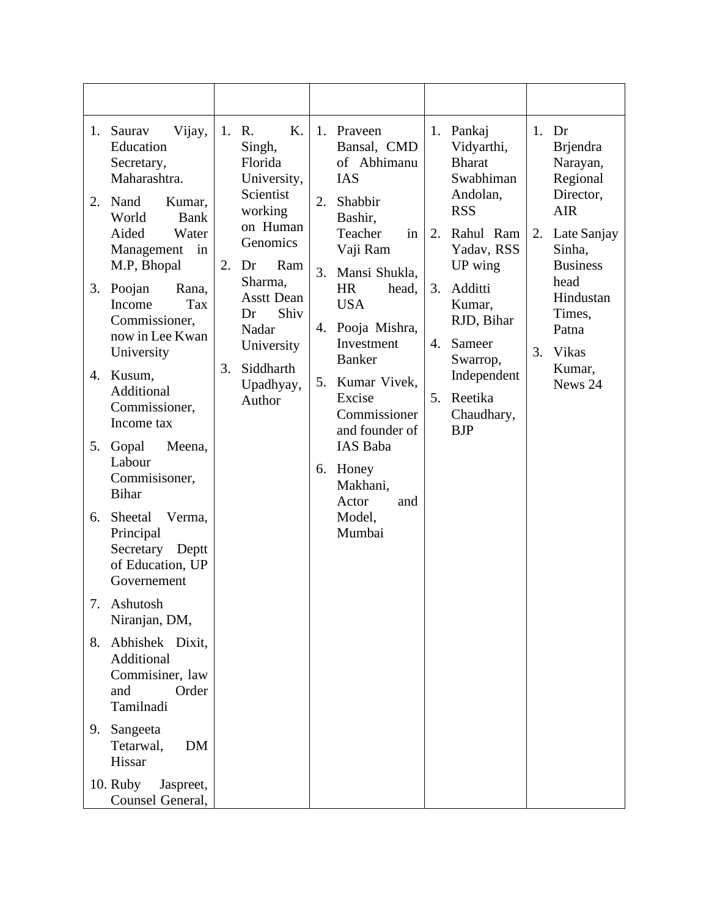| | | | | |
|---|---|---|---|---|
| 1. Saurav Vijay, Education Secretary, Maharashtra.<br>2. Nand Kumar, World Bank Aided Water Management in M.P, Bhopal<br>3. Poojan Rana, Income Tax Commissioner, now in Lee Kwan University<br>4. Kusum, Additional Commissioner, Income tax<br>5. Gopal Meena, Labour Commisisoner, Bihar<br>6. Sheetal Verma, Principal Secretary Deptt of Education, UP Governement<br>7. Ashutosh Niranjan, DM,<br>8. Abhishek Dixit, Additional Commisiner, law and Order Tamilnadi<br>9. Sangeeta Tetarwal, DM Hissar<br>10. Ruby Jaspreet, Counsel General, | 1. R. K. Singh, Florida University, Scientist working on Human Genomics<br>2. Dr Ram Sharma, Asstt Dean Dr Shiv Nadar University<br>3. Siddharth Upadhyay, Author | 1. Praveen Bansal, CMD of Abhimanu IAS<br>2. Shabbir Bashir, Teacher in Vaji Ram<br>3. Mansi Shukla, HR head, USA<br>4. Pooja Mishra, Investment Banker<br>5. Kumar Vivek, Excise Commissioner and founder of IAS Baba<br>6. Honey Makhani, Actor and Model, Mumbai | 1. Pankaj Vidyarthi, Bharat Swabhiman Andolan, RSS<br>2. Rahul Ram Yadav, RSS UP wing<br>3. Additti Kumar, RJD, Bihar<br>4. Sameer Swarrop, Independent<br>5. Reetika Chaudhary, BJP | 1. Dr Brjendra Narayan, Regional Director, AIR<br>2. Late Sanjay Sinha, Business head Hindustan Times, Patna<br>3. Vikas Kumar, News 24 |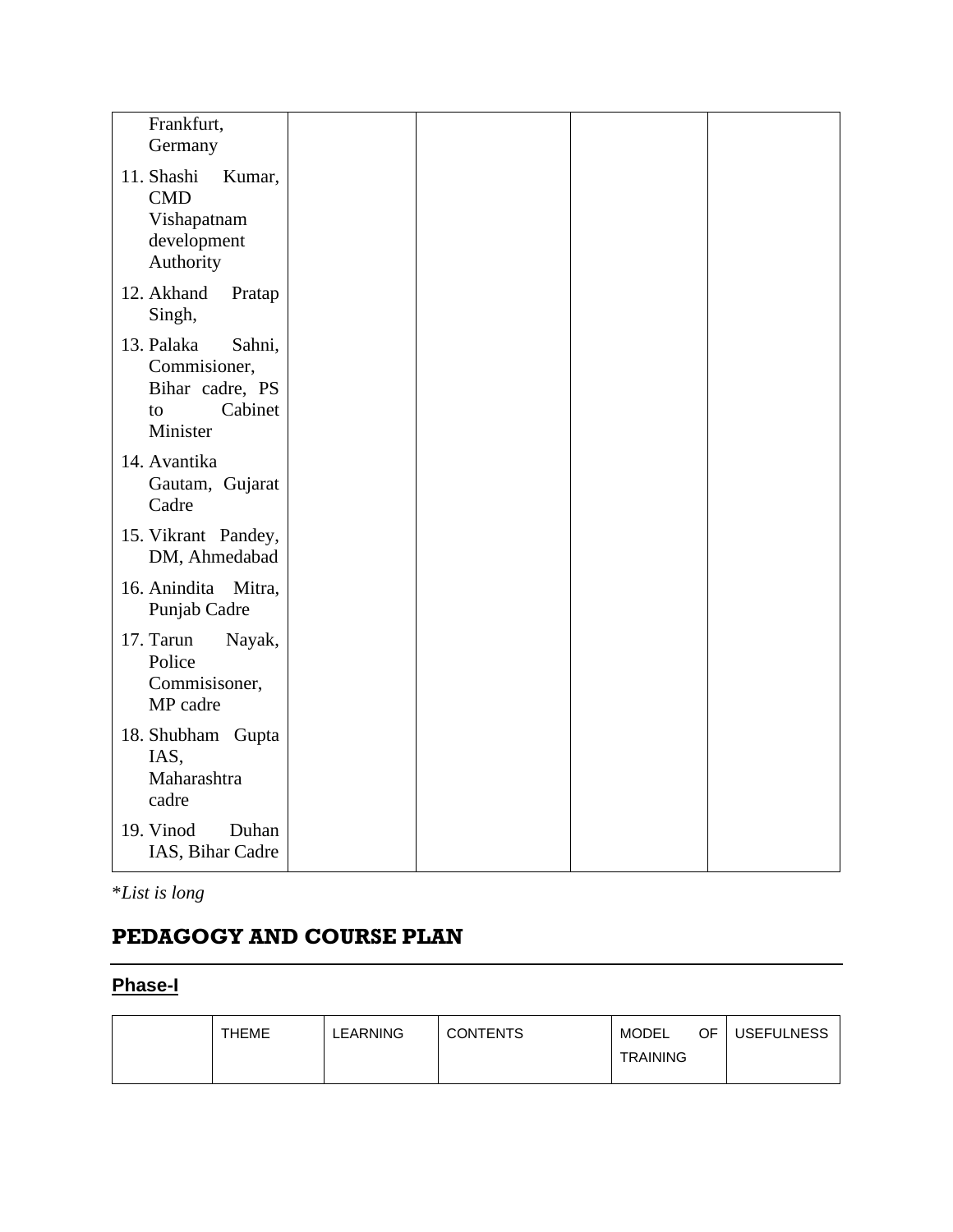| | | | | |
|---|---|---|---|---|
| Frankfurt, Germany<br>11. Shashi Kumar, CMD Vishapatnam development Authority<br>12. Akhand Pratap Singh,<br>13. Palaka Sahni, Commisioner, Bihar cadre, PS to Cabinet Minister<br>14. Avantika Gautam, Gujarat Cadre<br>15. Vikrant Pandey, DM, Ahmedabad<br>16. Anindita Mitra, Punjab Cadre<br>17. Tarun Nayak, Police Commisisoner, MP cadre<br>18. Shubham Gupta IAS, Maharashtra cadre<br>19. Vinod Duhan IAS, Bihar Cadre | | | | |

**List is long*

## PEDAGOGY AND COURSE PLAN

### Phase-I

| | THEME | LEARNING | CONTENTS | MODEL OF TRAINING | USEFULNESS |
|---|---|---|---|---|---|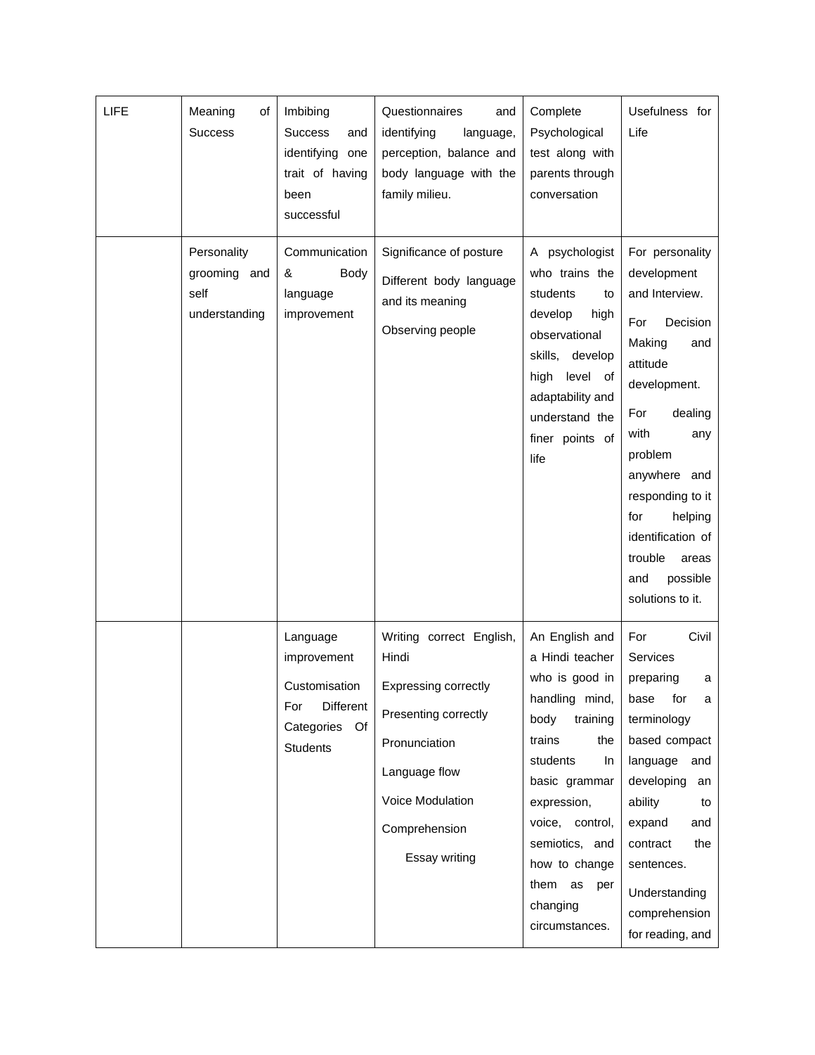| LIFE | Meaning of Success | Imbibing Success and identifying one trait of having been successful | Questionnaires and identifying language, perception, balance and body language with the family milieu. | Complete Psychological test along with parents through conversation | Usefulness for Life |
|---|---|---|---|---|---|
| | Personality grooming and self understanding | Communication & Body language improvement | Significance of posture<br><br>Different body language and its meaning<br><br>Observing people | A psychologist who trains the students to develop high observational skills, develop high level of adaptability and understand the finer points of life | For personality development and Interview.<br><br>For Decision Making and attitude development.<br><br>For dealing with any problem anywhere and responding to it for helping identification of trouble areas and possible solutions to it. |
| | | Language improvement<br><br>Customisation For Different Categories Of Students | Writing correct English, Hindi<br><br>Expressing correctly<br><br>Presenting correctly<br><br>Pronunciation<br><br>Language flow<br><br>Voice Modulation<br><br>Comprehension<br><br>Essay writing | An English and a Hindi teacher who is good in handling mind, body training trains the students In basic grammar expression, voice, control, semiotics, and how to change them as per changing circumstances. | For Civil Services preparing a base for a terminology based compact language and developing an ability to expand and contract the sentences.<br><br>Understanding comprehension for reading, and |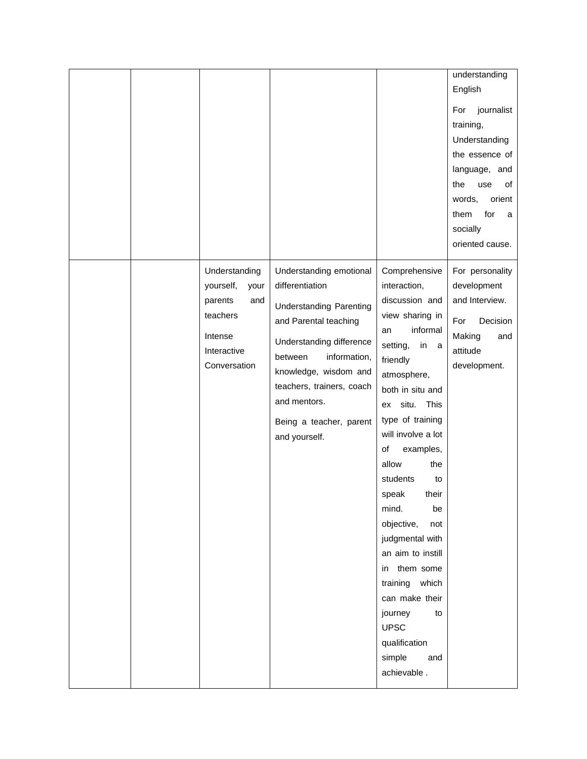| | | | | | |
|---|---|---|---|---|---|
| | | | | | understanding English<br><br>For journalist training, Understanding the essence of language, and the use of words, orient them for a socially oriented cause. |
| | | Understanding yourself, your parents and teachers<br><br>Intense Interactive Conversation | Understanding emotional differentiation<br><br>Understanding Parenting and Parental teaching<br><br>Understanding difference between information, knowledge, wisdom and teachers, trainers, coach and mentors.<br><br>Being a teacher, parent and yourself. | Comprehensive interaction, discussion and view sharing in an informal setting, in a friendly atmosphere, both in situ and ex situ. This type of training will involve a lot of examples, allow the students to speak their mind. be objective, not judgmental with an aim to instill in them some training which can make their journey to UPSC qualification simple and achievable . | For personality development and Interview.<br><br>For Decision Making and attitude development. |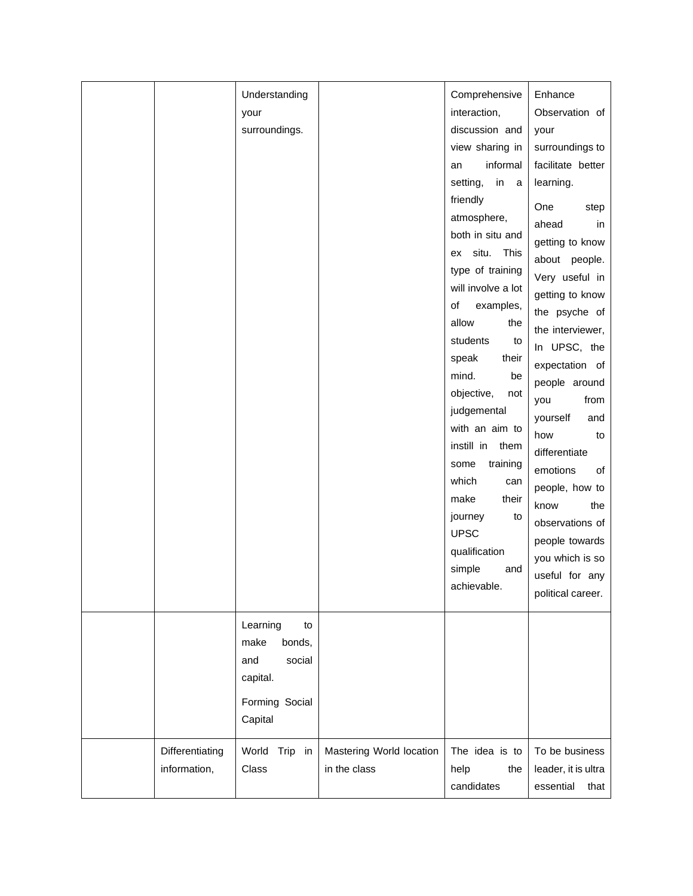| | | | | | |
|---|---|---|---|---|---|
| | | Understanding your surroundings. | | Comprehensive interaction, discussion and view sharing in an informal setting, in a friendly atmosphere, both in situ and ex situ. This type of training will involve a lot of examples, allow the students to speak their mind. be objective, not judgemental with an aim to instill in them some training which can make their journey to UPSC qualification simple and achievable. | Enhance Observation of your surroundings to facilitate better learning.<br><br>One step ahead in getting to know about people. Very useful in getting to know the psyche of the interviewer, In UPSC, the expectation of people around you from yourself and how to differentiate emotions of people, how to know the observations of people towards you which is so useful for any political career. |
| | | Learning to make bonds, and social capital.<br><br>Forming Social Capital | | | |
| | Differentiating information, | World Trip in Class | Mastering World location in the class | The idea is to help the candidates | To be business leader, it is ultra essential that |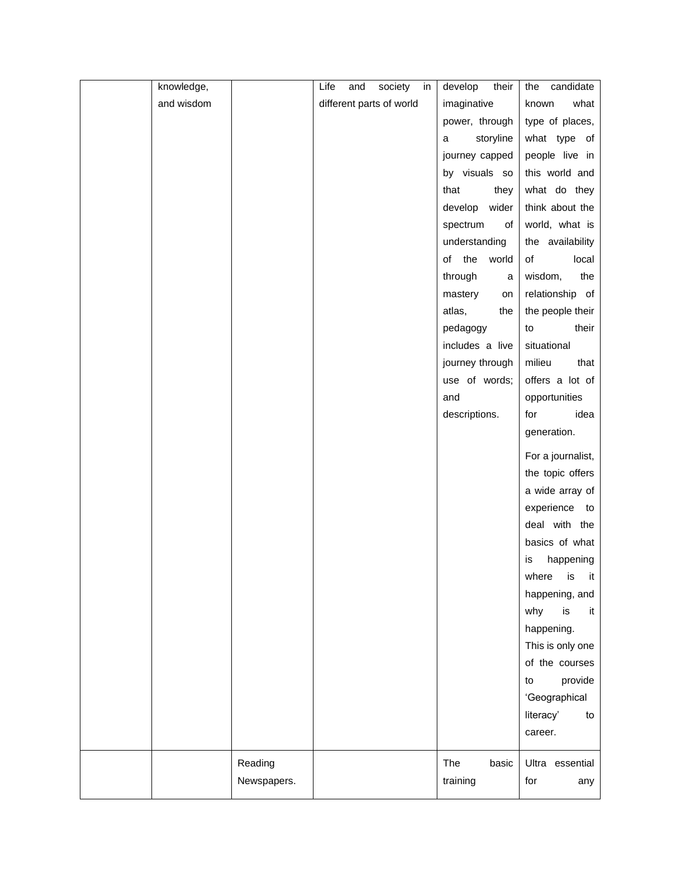| | | | | | |
|---|---|---|---|---|---|
| | knowledge, and wisdom | | Life and society in different parts of world | develop their imaginative power, through a storyline journey capped by visuals so that they develop wider spectrum of understanding of the world through a mastery on atlas, the pedagogy includes a live journey through use of words; and descriptions. | the candidate known what type of places, what type of people live in this world and what do they think about the world, what is the availability of local wisdom, the relationship of the people their to their situational milieu that offers a lot of opportunities for idea generation.<br><br>For a journalist, the topic offers a wide array of experience to deal with the basics of what is happening where is it happening, and why is it happening. This is only one of the courses to provide 'Geographical literacy' to career. |
| | | Reading Newspapers. | | The basic training | Ultra essential for any |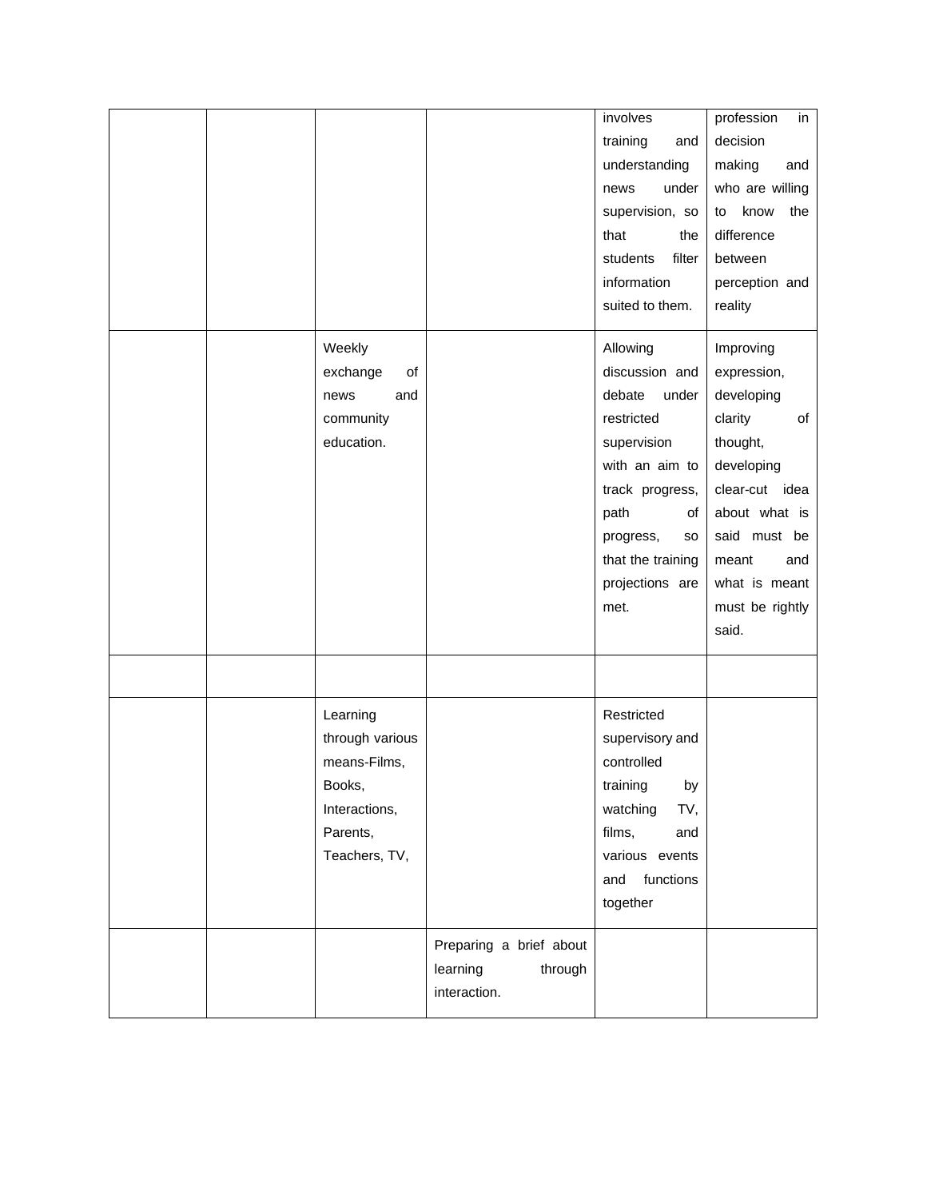| | | | | | |
|---|---|---|---|---|---|
| | | | | involves training and understanding news under supervision, so that the students filter information suited to them. | profession in decision making and who are willing to know the difference between perception and reality |
| | | Weekly exchange of news and community education. | | Allowing discussion and debate under restricted supervision with an aim to track progress, path of progress, so that the training projections are met. | Improving expression, developing clarity of thought, developing clear-cut idea about what is said must be meant and what is meant must be rightly said. |
| | | | | | |
| | | Learning through various means-Films, Books, Interactions, Parents, Teachers, TV, | | Restricted supervisory and controlled training by watching TV, films, and various events and functions together | |
| | | | Preparing a brief about learning through interaction. | | |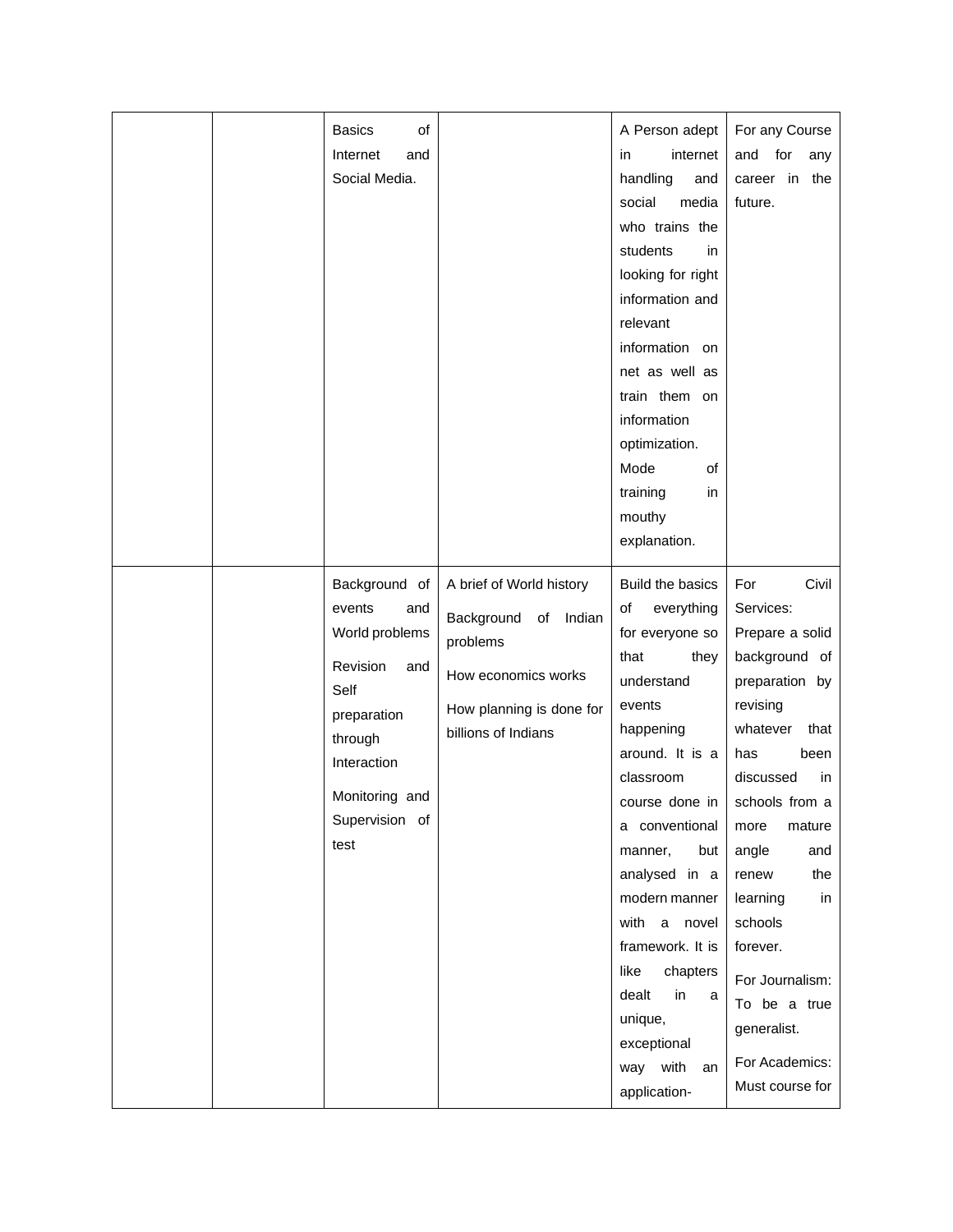| | | | | | |
|---|---|---|---|---|---|
| | | Basics of Internet and Social Media. | | A Person adept in internet handling and social media who trains the students in looking for right information and relevant information on net as well as train them on information optimization. Mode of training in mouthy explanation. | For any Course and for any career in the future. |
| | | Background of events and World problems<br><br>Revision and Self preparation through Interaction<br><br>Monitoring and Supervision of test | A brief of World history<br><br>Background of Indian problems<br><br>How economics works<br><br>How planning is done for billions of Indians | Build the basics of everything for everyone so that they understand events happening around. It is a classroom course done in a conventional manner, but analysed in a modern manner with a novel framework. It is like chapters dealt in a unique, exceptional way with an application- | For Civil Services: Prepare a solid background of preparation by revising whatever that has been discussed in schools from a more mature angle and renew the learning in schools forever.<br><br>For Journalism: To be a true generalist.<br><br>For Academics: Must course for |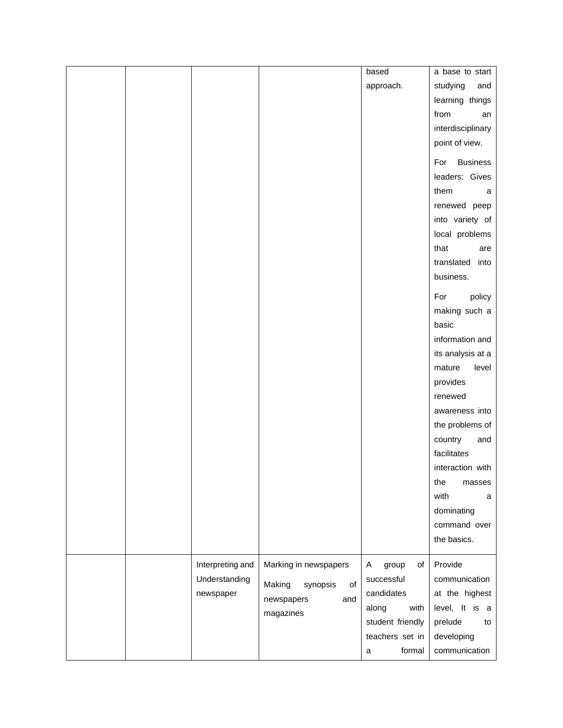| | | | | | |
|---|---|---|---|---|---|
| | | | | based approach. | a base to start studying and learning things from an interdisciplinary point of view.<br><br>For Business leaders: Gives them a renewed peep into variety of local problems that are translated into business.<br><br>For policy making such a basic information and its analysis at a mature level provides renewed awareness into the problems of country and facilitates interaction with the masses with a dominating command over the basics. |
| | | Interpreting and Understanding newspaper | Marking in newspapers<br><br>Making synopsis of newspapers and magazines | A group of successful candidates along with student friendly teachers set in a formal | Provide communication at the highest level, It is a prelude to developing communication |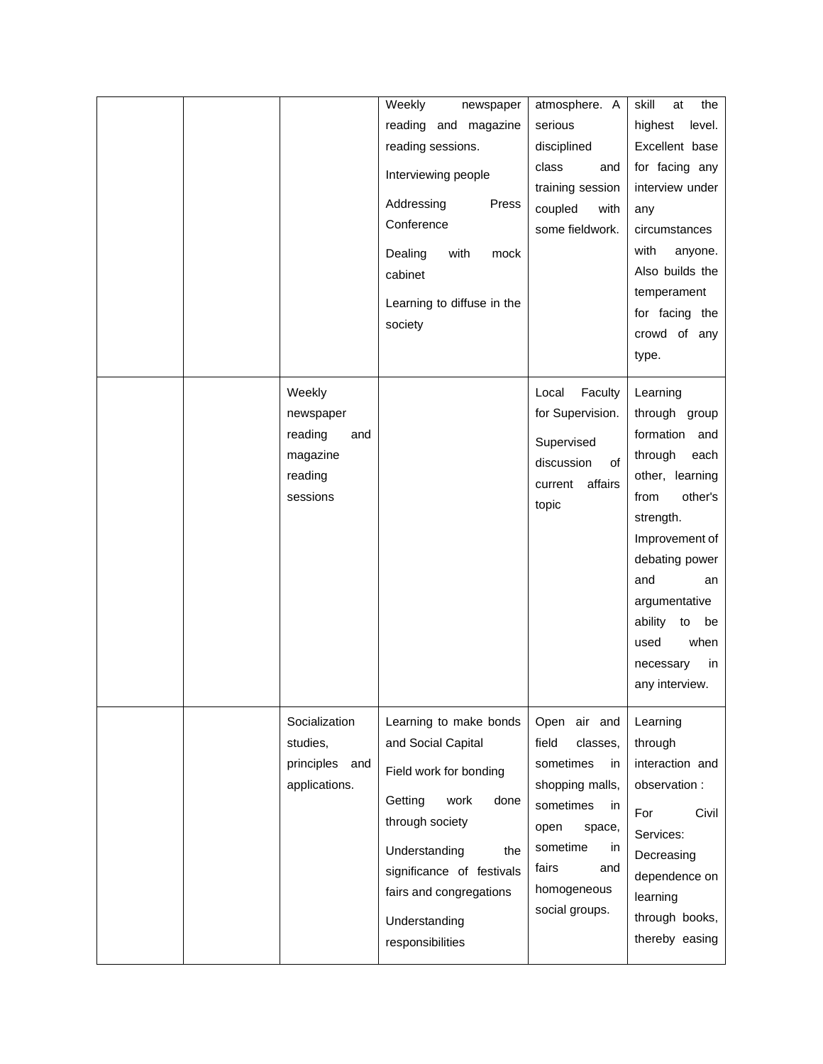| | | | | | |
|---|---|---|---|---|---|
| | | | Weekly newspaper reading and magazine reading sessions.<br>Interviewing people<br>Addressing Press Conference<br>Dealing with mock cabinet<br>Learning to diffuse in the society | atmosphere. A serious disciplined class and training session coupled with some fieldwork. | skill at the highest level. Excellent base for facing any interview under any circumstances with anyone. Also builds the temperament for facing the crowd of any type. |
| | | Weekly newspaper reading and magazine reading sessions | | Local Faculty for Supervision.<br>Supervised discussion of current affairs topic | Learning through group formation and through each other, learning from other's strength. Improvement of debating power and an argumentative ability to be used when necessary in any interview. |
| | | Socialization studies, principles and applications. | Learning to make bonds and Social Capital<br>Field work for bonding<br>Getting work done through society<br>Understanding the significance of festivals fairs and congregations<br>Understanding responsibilities | Open air and field classes, sometimes in shopping malls, sometimes in open space, sometime in fairs and homogeneous social groups. | Learning through interaction and observation :<br>For Civil Services: Decreasing dependence on learning through books, thereby easing |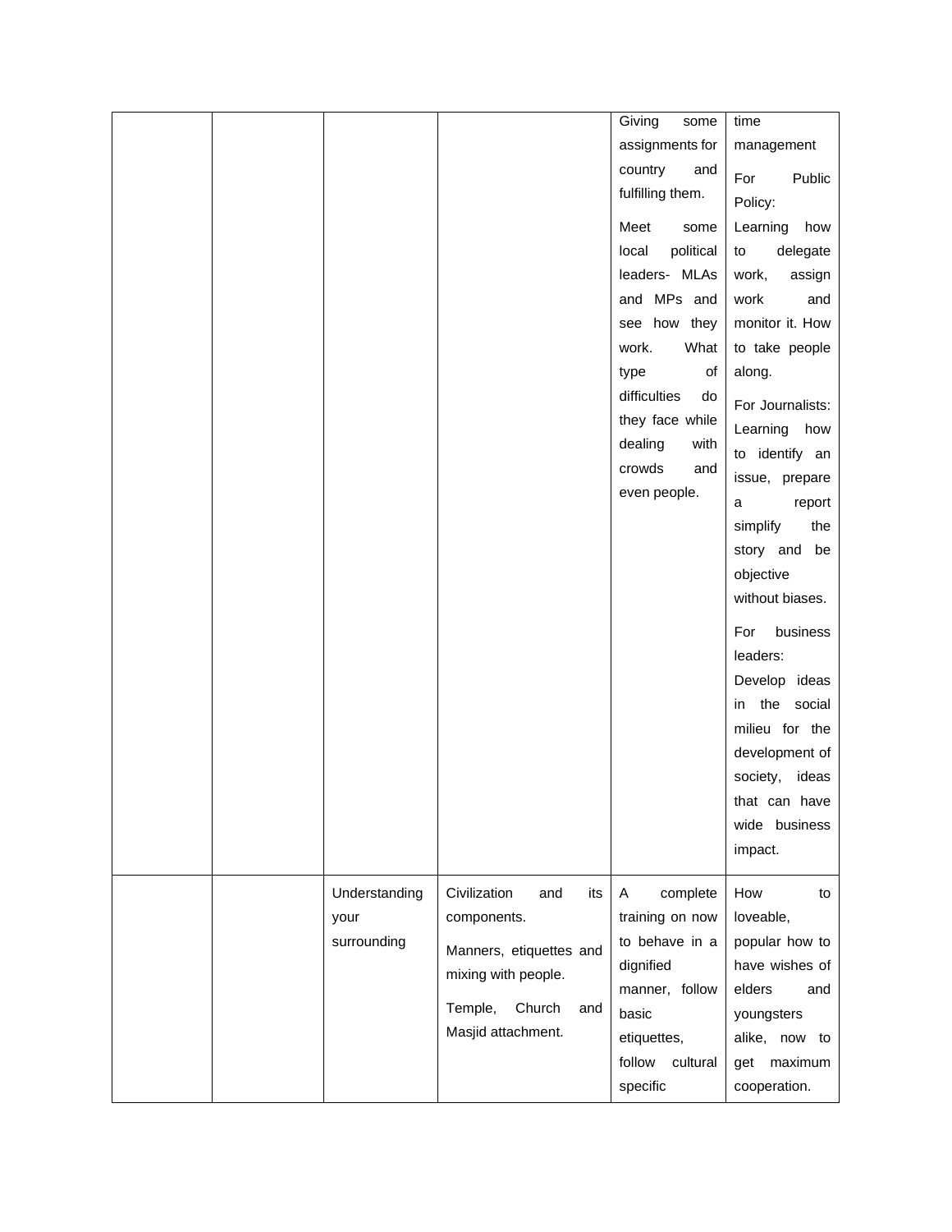| | | | | | |
|---|---|---|---|---|---|
| | | | | Giving some assignments for country and fulfilling them.<br><br>Meet some local political leaders- MLAs and MPs and see how they work. What type of difficulties do they face while dealing with crowds and even people. | time management<br><br>For Public Policy: Learning how to delegate work, assign work and monitor it. How to take people along.<br><br>For Journalists: Learning how to identify an issue, prepare a report simplify the story and be objective without biases.<br><br>For business leaders: Develop ideas in the social milieu for the development of society, ideas that can have wide business impact. |
| | | Understanding your surrounding | Civilization and its components.<br><br>Manners, etiquettes and mixing with people.<br><br>Temple, Church and Masjid attachment. | A complete training on now to behave in a dignified manner, follow basic etiquettes, follow cultural specific | How to loveable, popular how to have wishes of elders and youngsters alike, now to get maximum cooperation. |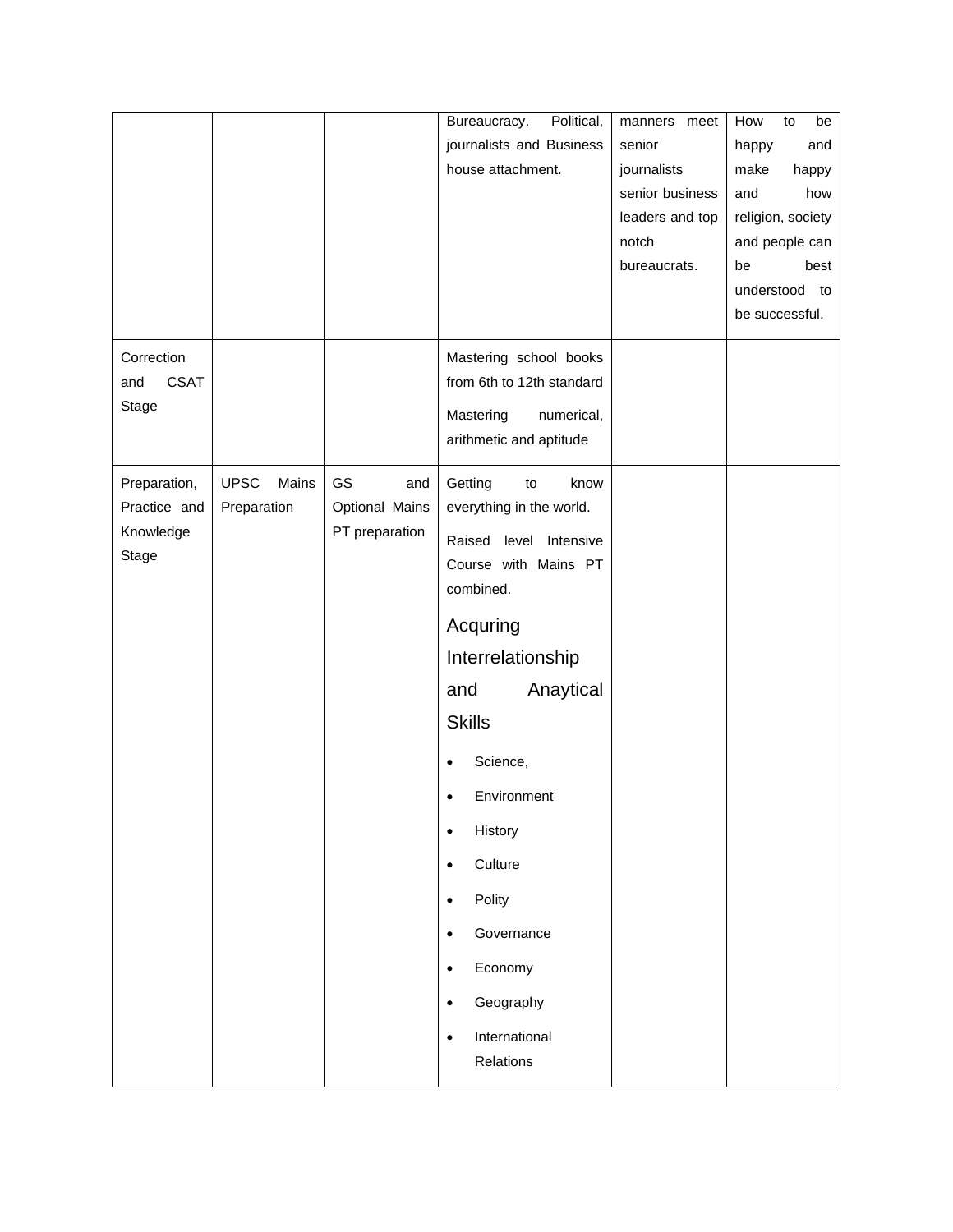| | | | | | |
|---|---|---|---|---|---|
| | | | Bureaucracy. Political, journalists and Business house attachment. | manners meet senior journalists senior business leaders and top notch bureaucrats. | How to be happy and make happy and how religion, society and people can be best understood to be successful. |
| Correction and CSAT Stage | | | Mastering school books from 6th to 12th standard<br><br>Mastering numerical, arithmetic and aptitude | | |
| Preparation, Practice and Knowledge Stage | UPSC Mains Preparation | GS and Optional Mains PT preparation | Getting to know everything in the world.<br><br>Raised level Intensive Course with Mains PT combined.<br><br>Acquring Interrelationship and Anaytical Skills<br><br>• Science,<br>• Environment<br>• History<br>• Culture<br>• Polity<br>• Governance<br>• Economy<br>• Geography<br>• International Relations | | |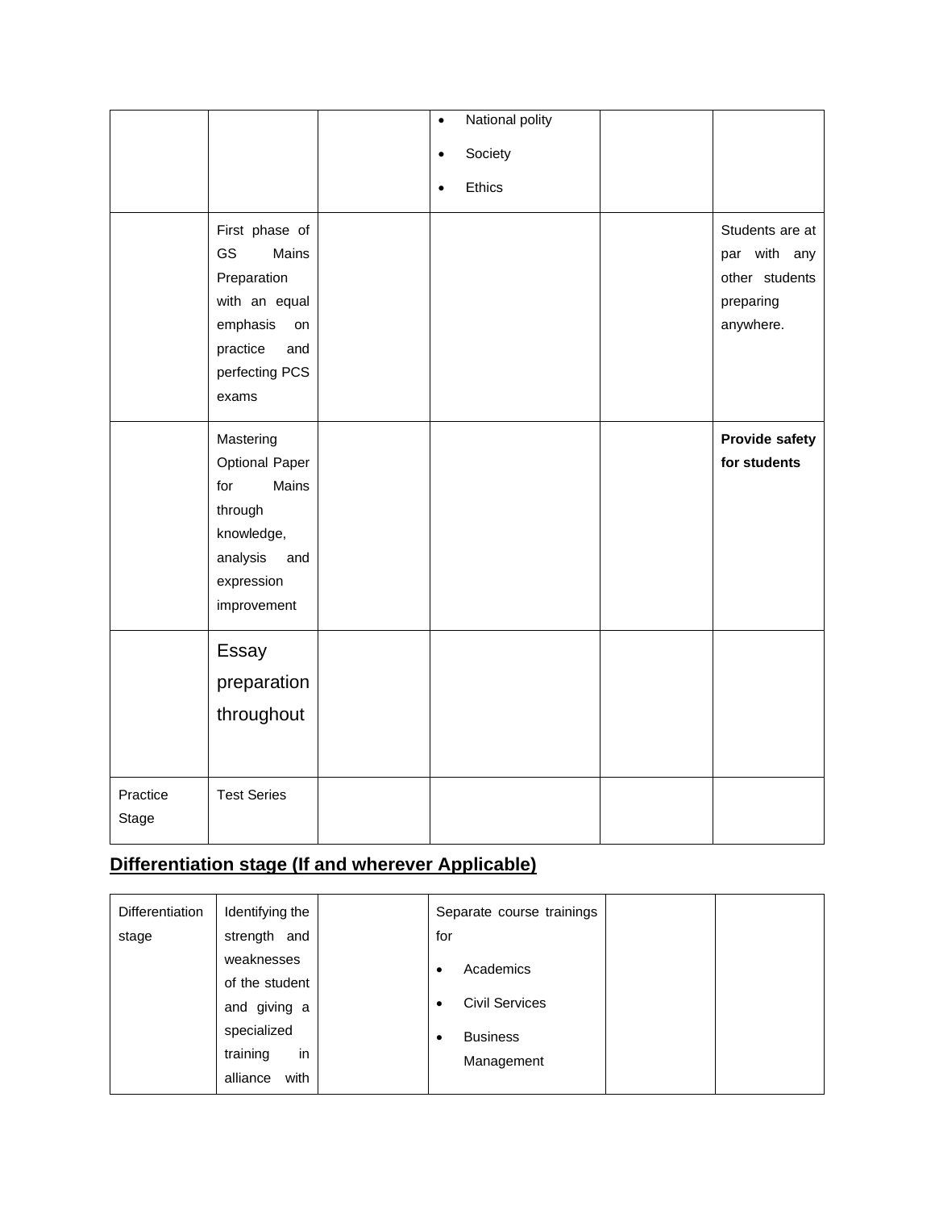| | | | | | |
|---|---|---|---|---|---|
| | | | • National polity<br>• Society<br>• Ethics | | |
| | First phase of GS Mains Preparation with an equal emphasis on practice and perfecting PCS exams | | | | Students are at par with any other students preparing anywhere. |
| | Mastering Optional Paper for Mains through knowledge, analysis and expression improvement | | | | **Provide safety for students** |
| | Essay preparation throughout | | | | |
| Practice Stage | Test Series | | | | |

## **Differentiation stage (If and wherever Applicable)**

| | | | | | |
|---|---|---|---|---|---|
| Differentiation stage | Identifying the strength and weaknesses of the student and giving a specialized training in alliance with | | Separate course trainings for<br>• Academics<br>• Civil Services<br>• Business Management | | |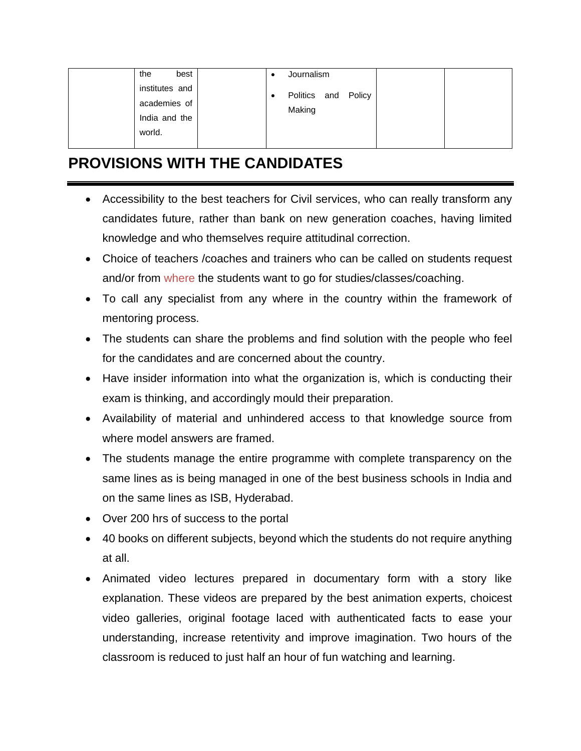|  | the best institutes and academies of India and the world. |  | • Journalism<br>• Politics and Policy Making |  |  |
|---|---|---|---|---|---|

## PROVISIONS WITH THE CANDIDATES

- Accessibility to the best teachers for Civil services, who can really transform any candidates future, rather than bank on new generation coaches, having limited knowledge and who themselves require attitudinal correction.
- Choice of teachers /coaches and trainers who can be called on students request and/or from where the students want to go for studies/classes/coaching.
- To call any specialist from any where in the country within the framework of mentoring process.
- The students can share the problems and find solution with the people who feel for the candidates and are concerned about the country.
- Have insider information into what the organization is, which is conducting their exam is thinking, and accordingly mould their preparation.
- Availability of material and unhindered access to that knowledge source from where model answers are framed.
- The students manage the entire programme with complete transparency on the same lines as is being managed in one of the best business schools in India and on the same lines as ISB, Hyderabad.
- Over 200 hrs of success to the portal
- 40 books on different subjects, beyond which the students do not require anything at all.
- Animated video lectures prepared in documentary form with a story like explanation. These videos are prepared by the best animation experts, choicest video galleries, original footage laced with authenticated facts to ease your understanding, increase retentivity and improve imagination. Two hours of the classroom is reduced to just half an hour of fun watching and learning.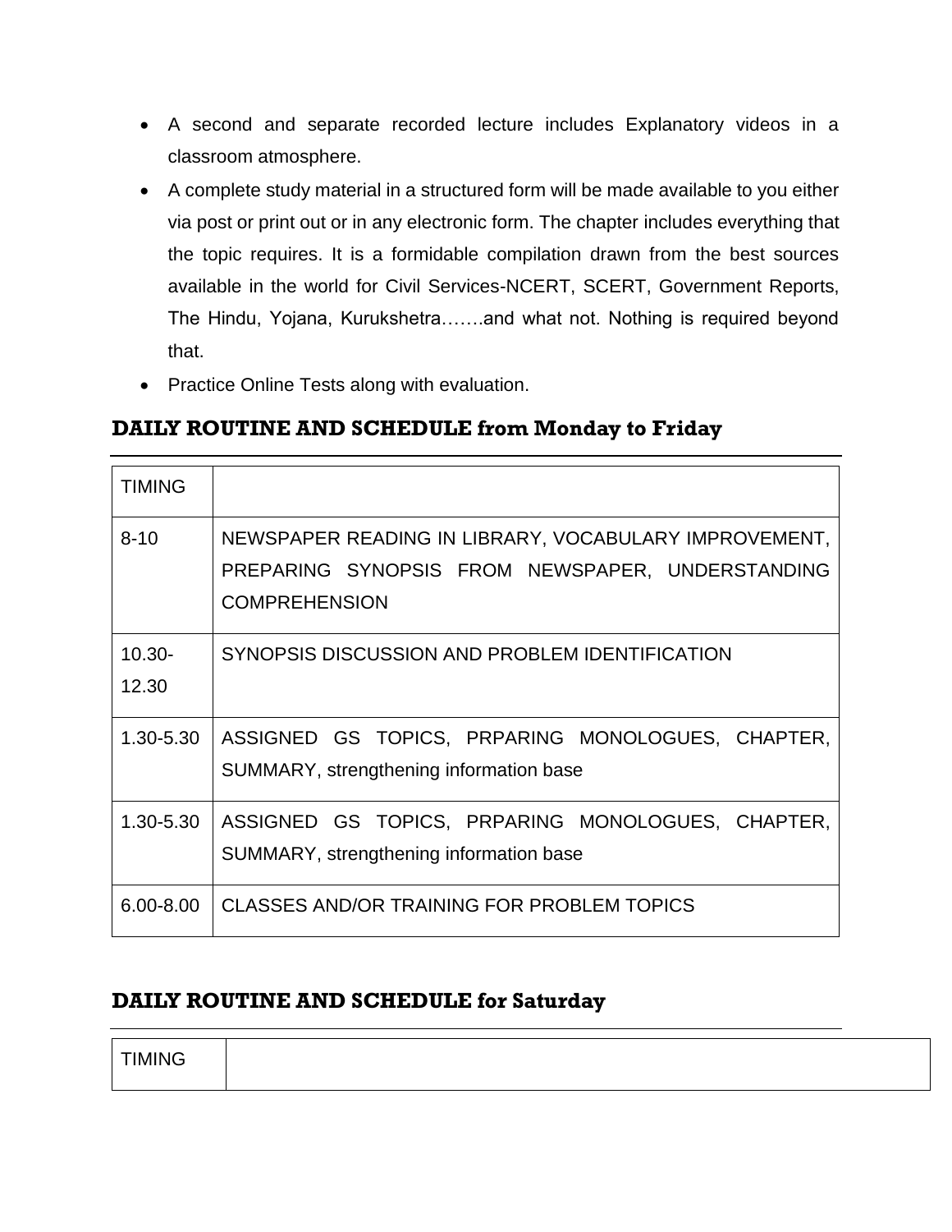- A second and separate recorded lecture includes Explanatory videos in a classroom atmosphere.
- A complete study material in a structured form will be made available to you either via post or print out or in any electronic form. The chapter includes everything that the topic requires. It is a formidable compilation drawn from the best sources available in the world for Civil Services-NCERT, SCERT, Government Reports, The Hindu, Yojana, Kurukshetra…….and what not. Nothing is required beyond that.
- Practice Online Tests along with evaluation.

## DAILY ROUTINE AND SCHEDULE from Monday to Friday

| TIMING | |
|---|---|
| 8-10 | NEWSPAPER READING IN LIBRARY, VOCABULARY IMPROVEMENT, PREPARING SYNOPSIS FROM NEWSPAPER, UNDERSTANDING COMPREHENSION |
| 10.30-12.30 | SYNOPSIS DISCUSSION AND PROBLEM IDENTIFICATION |
| 1.30-5.30 | ASSIGNED GS TOPICS, PRPARING MONOLOGUES, CHAPTER, SUMMARY, strengthening information base |
| 1.30-5.30 | ASSIGNED GS TOPICS, PRPARING MONOLOGUES, CHAPTER, SUMMARY, strengthening information base |
| 6.00-8.00 | CLASSES AND/OR TRAINING FOR PROBLEM TOPICS |

## DAILY ROUTINE AND SCHEDULE for Saturday

| TIMING | |
|---|---|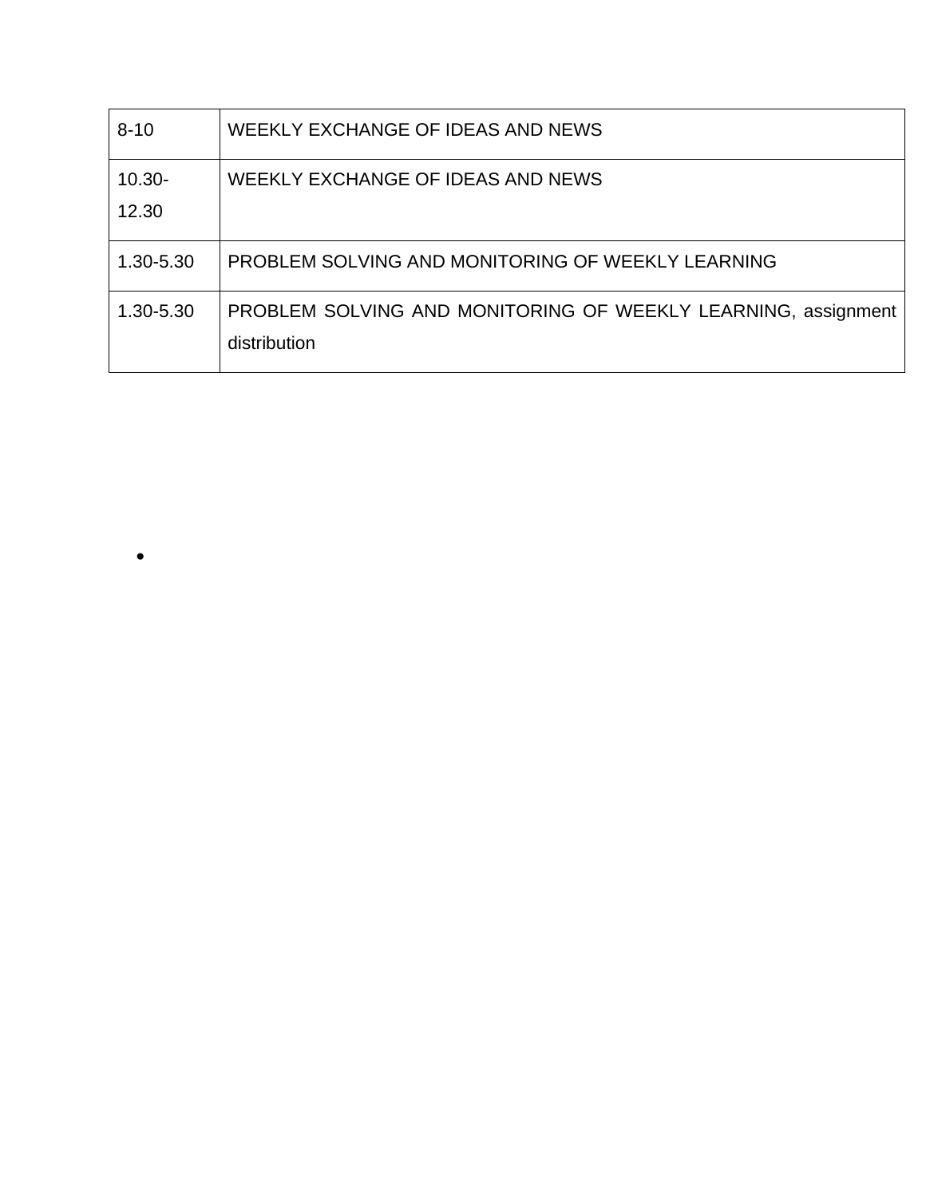| | |
|---|---|
| 8-10 | WEEKLY EXCHANGE OF IDEAS AND NEWS |
| 10.30-12.30 | WEEKLY EXCHANGE OF IDEAS AND NEWS |
| 1.30-5.30 | PROBLEM SOLVING AND MONITORING OF WEEKLY LEARNING |
| 1.30-5.30 | PROBLEM SOLVING AND MONITORING OF WEEKLY LEARNING, assignment distribution |